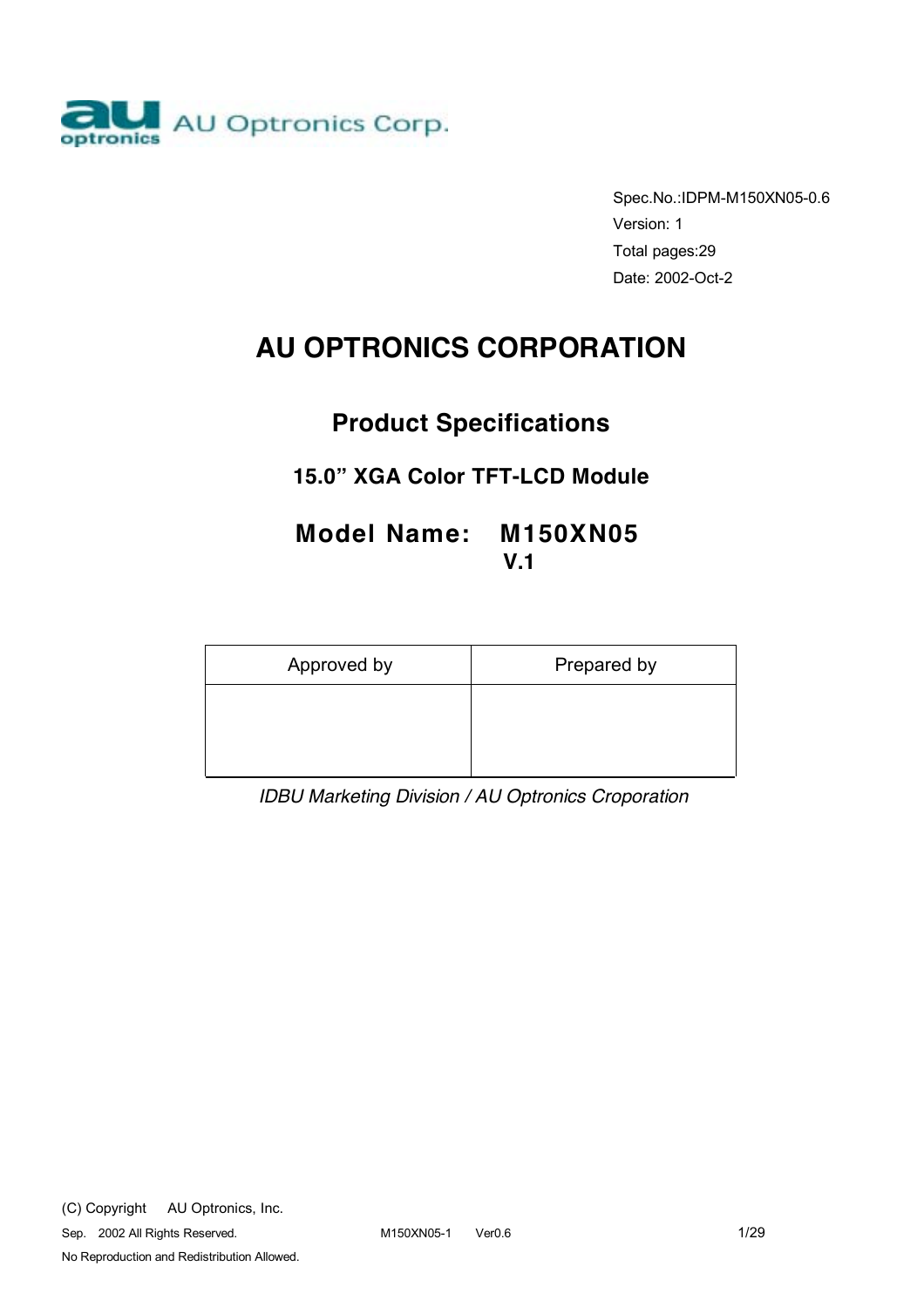AU Optronics Corp.

Spec.No.:IDPM-M150XN05-0.6
Version: 1
Total pages:29
Date: 2002-Oct-2

# AU OPTRONICS CORPORATION

## Product Specifications

### 15.0" XGA Color TFT-LCD Module

## Model Name: M150XN05
## V.1

| Approved by | Prepared by |
| --- | --- |
| | |

*IDBU Marketing Division / AU Optronics Croporation*

(C) Copyright AU Optronics, Inc.
Sep. 2002 All Rights Reserved.
No Reproduction and Redistribution Allowed.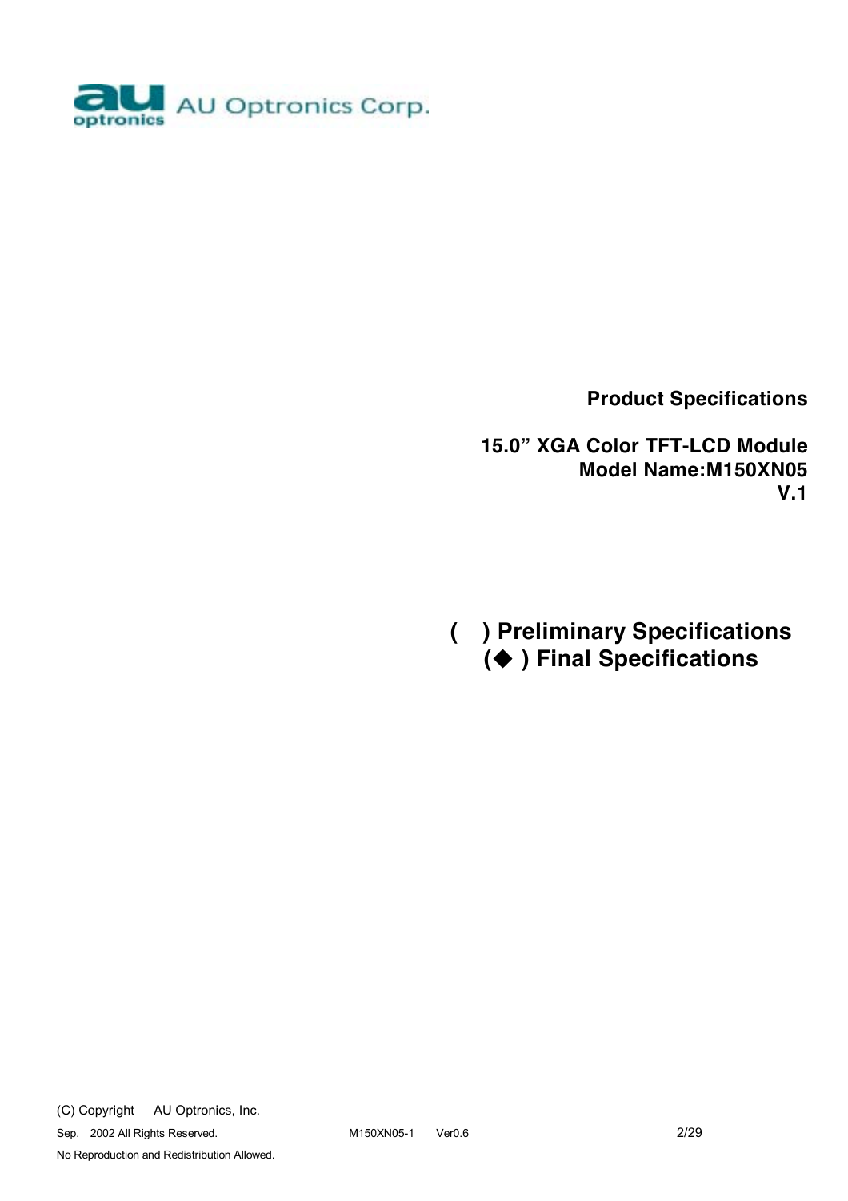AU Optronics Corp.

**Product Specifications**

**15.0" XGA Color TFT-LCD Module**
**Model Name:M150XN05**
**V.1**

**( ) Preliminary Specifications**
**(◆ ) Final Specifications**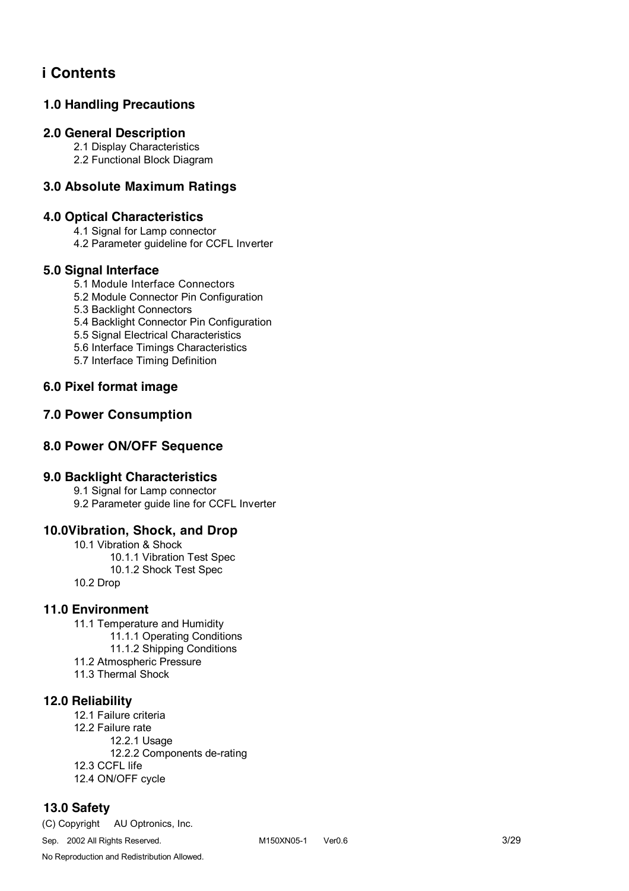# i Contents

## 1.0 Handling Precautions

## 2.0 General Description

2.1 Display Characteristics
2.2 Functional Block Diagram

## 3.0 Absolute Maximum Ratings

## 4.0 Optical Characteristics

4.1 Signal for Lamp connector
4.2 Parameter guideline for CCFL Inverter

## 5.0 Signal Interface

5.1 Module Interface Connectors
5.2 Module Connector Pin Configuration
5.3 Backlight Connectors
5.4 Backlight Connector Pin Configuration
5.5 Signal Electrical Characteristics
5.6 Interface Timings Characteristics
5.7 Interface Timing Definition

## 6.0 Pixel format image

## 7.0 Power Consumption

## 8.0 Power ON/OFF Sequence

## 9.0 Backlight Characteristics

9.1 Signal for Lamp connector
9.2 Parameter guide line for CCFL Inverter

## 10.0Vibration, Shock, and Drop

10.1 Vibration & Shock
    10.1.1 Vibration Test Spec
    10.1.2 Shock Test Spec
10.2 Drop

## 11.0 Environment

11.1 Temperature and Humidity
    11.1.1 Operating Conditions
    11.1.2 Shipping Conditions
11.2 Atmospheric Pressure
11.3 Thermal Shock

## 12.0 Reliability

12.1 Failure criteria
12.2 Failure rate
    12.2.1 Usage
    12.2.2 Components de-rating
12.3 CCFL life
12.4 ON/OFF cycle

## 13.0 Safety

(C) Copyright AU Optronics, Inc.
Sep. 2002 All Rights Reserved. M150XN05-1 Ver0.6
No Reproduction and Redistribution Allowed.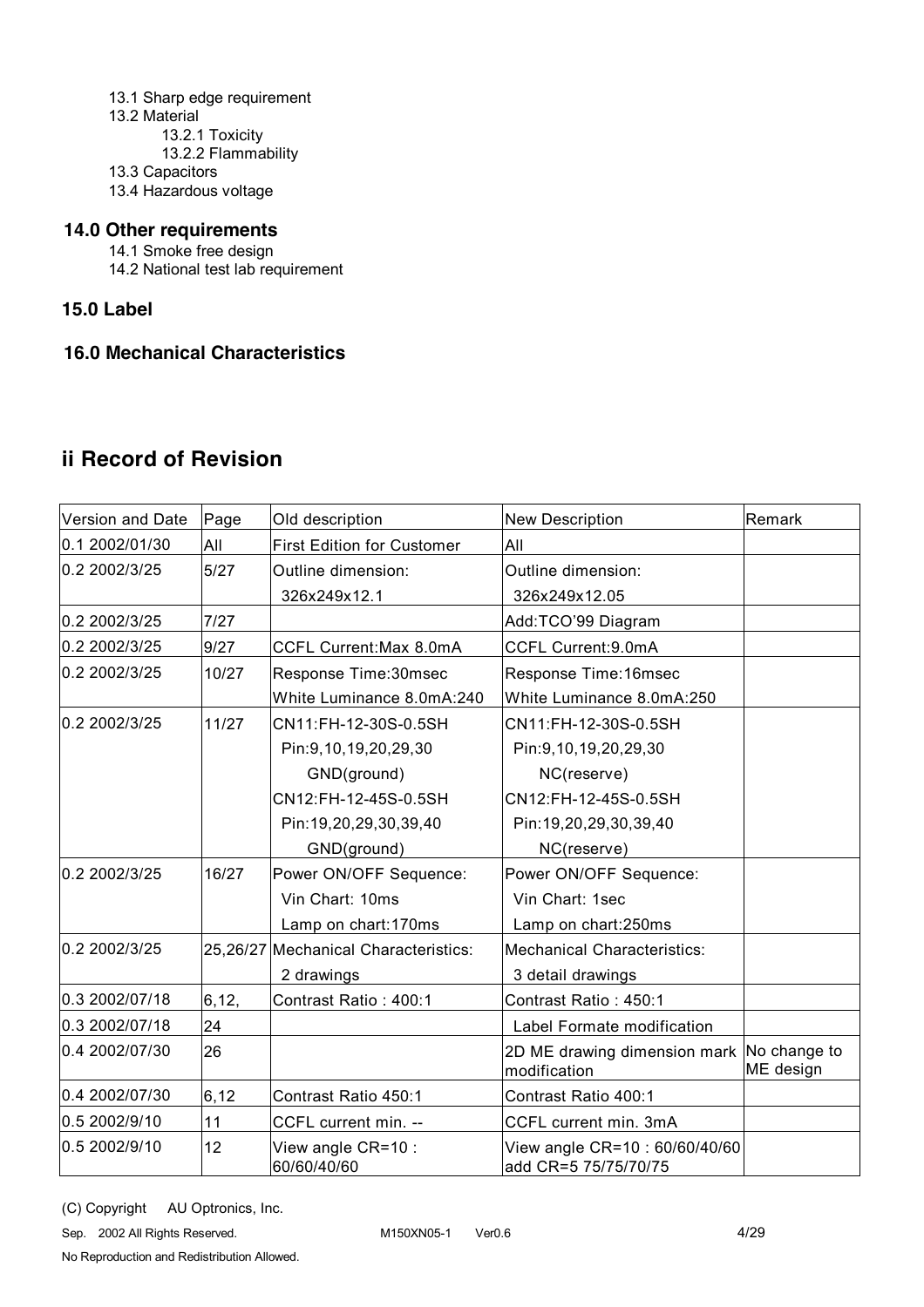13.1 Sharp edge requirement
13.2 Material
13.2.1 Toxicity
13.2.2 Flammability
13.3 Capacitors
13.4 Hazardous voltage

### 14.0 Other requirements

14.1 Smoke free design
14.2 National test lab requirement

### 15.0 Label

### 16.0 Mechanical Characteristics

## ii Record of Revision

| Version and Date | Page | Old description | New Description | Remark |
|---|---|---|---|---|
| 0.1 2002/01/30 | All | First Edition for Customer | All | |
| 0.2 2002/3/25 | 5/27 | Outline dimension: 326x249x12.1 | Outline dimension: 326x249x12.05 | |
| 0.2 2002/3/25 | 7/27 | | Add:TCO'99 Diagram | |
| 0.2 2002/3/25 | 9/27 | CCFL Current:Max 8.0mA | CCFL Current:9.0mA | |
| 0.2 2002/3/25 | 10/27 | Response Time:30msec<br>White Luminance 8.0mA:240 | Response Time:16msec<br>White Luminance 8.0mA:250 | |
| 0.2 2002/3/25 | 11/27 | CN11:FH-12-30S-0.5SH<br>Pin:9,10,19,20,29,30<br>GND(ground)<br>CN12:FH-12-45S-0.5SH<br>Pin:19,20,29,30,39,40<br>GND(ground) | CN11:FH-12-30S-0.5SH<br>Pin:9,10,19,20,29,30<br>NC(reserve)<br>CN12:FH-12-45S-0.5SH<br>Pin:19,20,29,30,39,40<br>NC(reserve) | |
| 0.2 2002/3/25 | 16/27 | Power ON/OFF Sequence:<br>Vin Chart: 10ms<br>Lamp on chart:170ms | Power ON/OFF Sequence:<br>Vin Chart: 1sec<br>Lamp on chart:250ms | |
| 0.2 2002/3/25 | 25,26/27 | Mechanical Characteristics:<br>2 drawings | Mechanical Characteristics:<br>3 detail drawings | |
| 0.3 2002/07/18 | 6,12, | Contrast Ratio : 400:1 | Contrast Ratio : 450:1 | |
| 0.3 2002/07/18 | 24 | | Label Formate modification | |
| 0.4 2002/07/30 | 26 | | 2D ME drawing dimension mark modification | No change to ME design |
| 0.4 2002/07/30 | 6,12 | Contrast Ratio 450:1 | Contrast Ratio 400:1 | |
| 0.5 2002/9/10 | 11 | CCFL current min. -- | CCFL current min. 3mA | |
| 0.5 2002/9/10 | 12 | View angle CR=10 : 60/60/40/60 | View angle CR=10 : 60/60/40/60<br>add CR=5 75/75/70/75 | |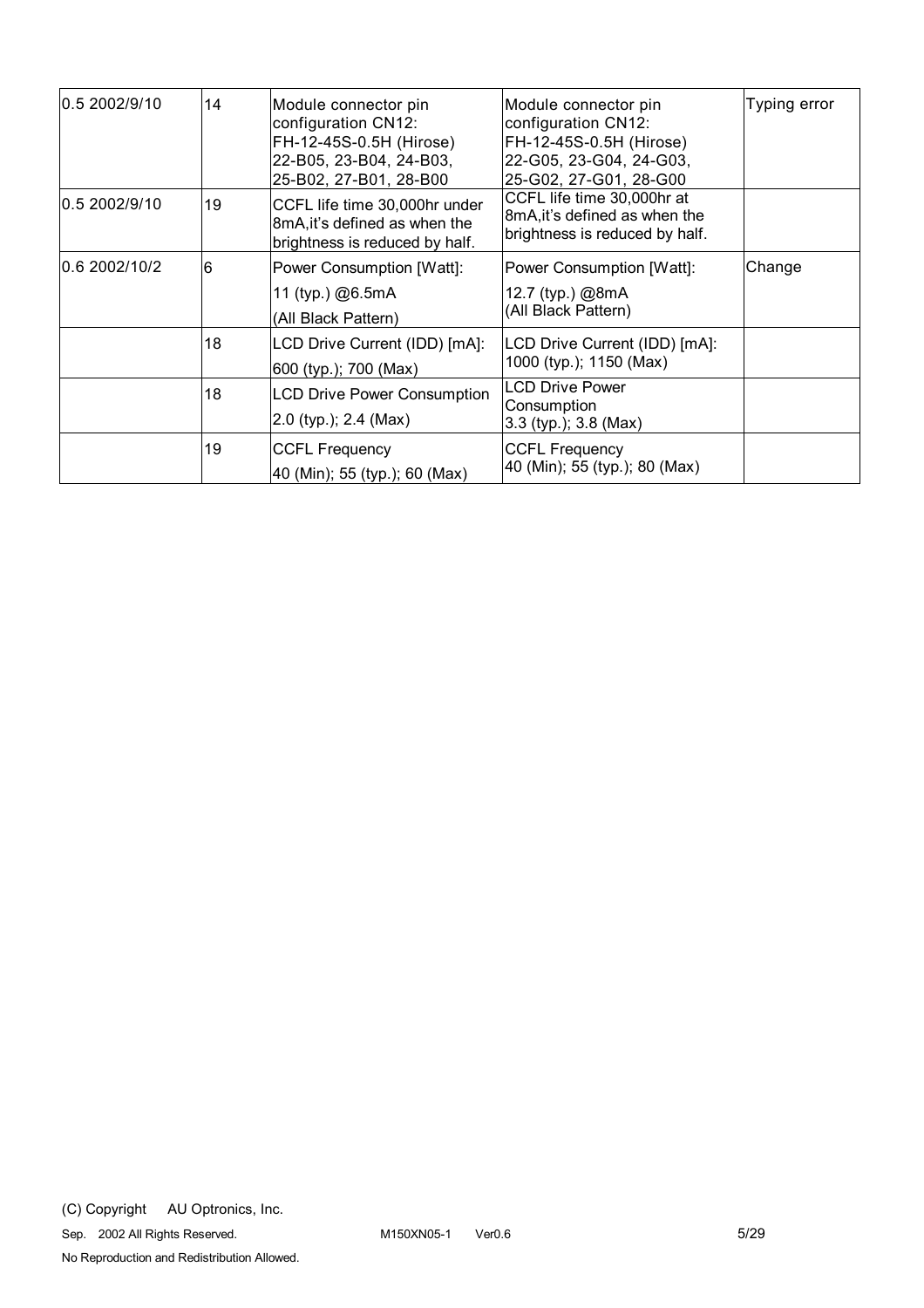| | | | | |
|---|---|---|---|---|
| 0.5 2002/9/10 | 14 | Module connector pin configuration CN12: FH-12-45S-0.5H (Hirose) 22-B05, 23-B04, 24-B03, 25-B02, 27-B01, 28-B00 | Module connector pin configuration CN12: FH-12-45S-0.5H (Hirose) 22-G05, 23-G04, 24-G03, 25-G02, 27-G01, 28-G00 | Typing error |
| 0.5 2002/9/10 | 19 | CCFL life time 30,000hr under 8mA,it's defined as when the brightness is reduced by half. | CCFL life time 30,000hr at 8mA,it's defined as when the brightness is reduced by half. | |
| 0.6 2002/10/2 | 6 | Power Consumption [Watt]: 11 (typ.) @6.5mA (All Black Pattern) | Power Consumption [Watt]: 12.7 (typ.) @8mA (All Black Pattern) | Change |
| | 18 | LCD Drive Current (IDD) [mA]: 600 (typ.); 700 (Max) | LCD Drive Current (IDD) [mA]: 1000 (typ.); 1150 (Max) | |
| | 18 | LCD Drive Power Consumption 2.0 (typ.); 2.4 (Max) | LCD Drive Power Consumption 3.3 (typ.); 3.8 (Max) | |
| | 19 | CCFL Frequency 40 (Min); 55 (typ.); 60 (Max) | CCFL Frequency 40 (Min); 55 (typ.); 80 (Max) | |

(C) Copyright AU Optronics, Inc.
Sep. 2002 All Rights Reserved. M150XN05-1 Ver0.6
No Reproduction and Redistribution Allowed.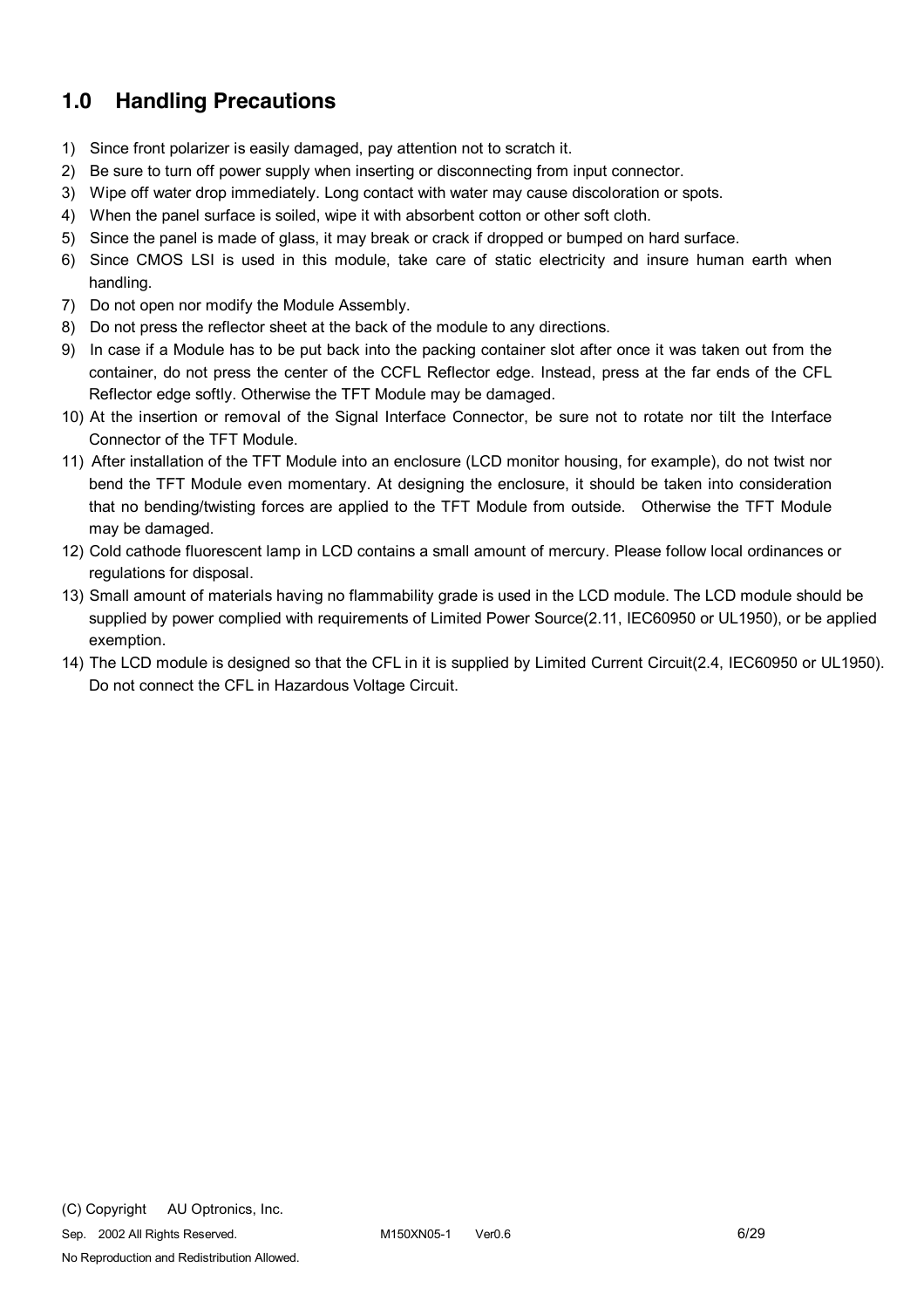## 1.0 Handling Precautions

1) Since front polarizer is easily damaged, pay attention not to scratch it.
2) Be sure to turn off power supply when inserting or disconnecting from input connector.
3) Wipe off water drop immediately. Long contact with water may cause discoloration or spots.
4) When the panel surface is soiled, wipe it with absorbent cotton or other soft cloth.
5) Since the panel is made of glass, it may break or crack if dropped or bumped on hard surface.
6) Since CMOS LSI is used in this module, take care of static electricity and insure human earth when handling.
7) Do not open nor modify the Module Assembly.
8) Do not press the reflector sheet at the back of the module to any directions.
9) In case if a Module has to be put back into the packing container slot after once it was taken out from the container, do not press the center of the CCFL Reflector edge. Instead, press at the far ends of the CFL Reflector edge softly. Otherwise the TFT Module may be damaged.
10) At the insertion or removal of the Signal Interface Connector, be sure not to rotate nor tilt the Interface Connector of the TFT Module.
11) After installation of the TFT Module into an enclosure (LCD monitor housing, for example), do not twist nor bend the TFT Module even momentary. At designing the enclosure, it should be taken into consideration that no bending/twisting forces are applied to the TFT Module from outside. Otherwise the TFT Module may be damaged.
12) Cold cathode fluorescent lamp in LCD contains a small amount of mercury. Please follow local ordinances or regulations for disposal.
13) Small amount of materials having no flammability grade is used in the LCD module. The LCD module should be supplied by power complied with requirements of Limited Power Source(2.11, IEC60950 or UL1950), or be applied exemption.
14) The LCD module is designed so that the CFL in it is supplied by Limited Current Circuit(2.4, IEC60950 or UL1950). Do not connect the CFL in Hazardous Voltage Circuit.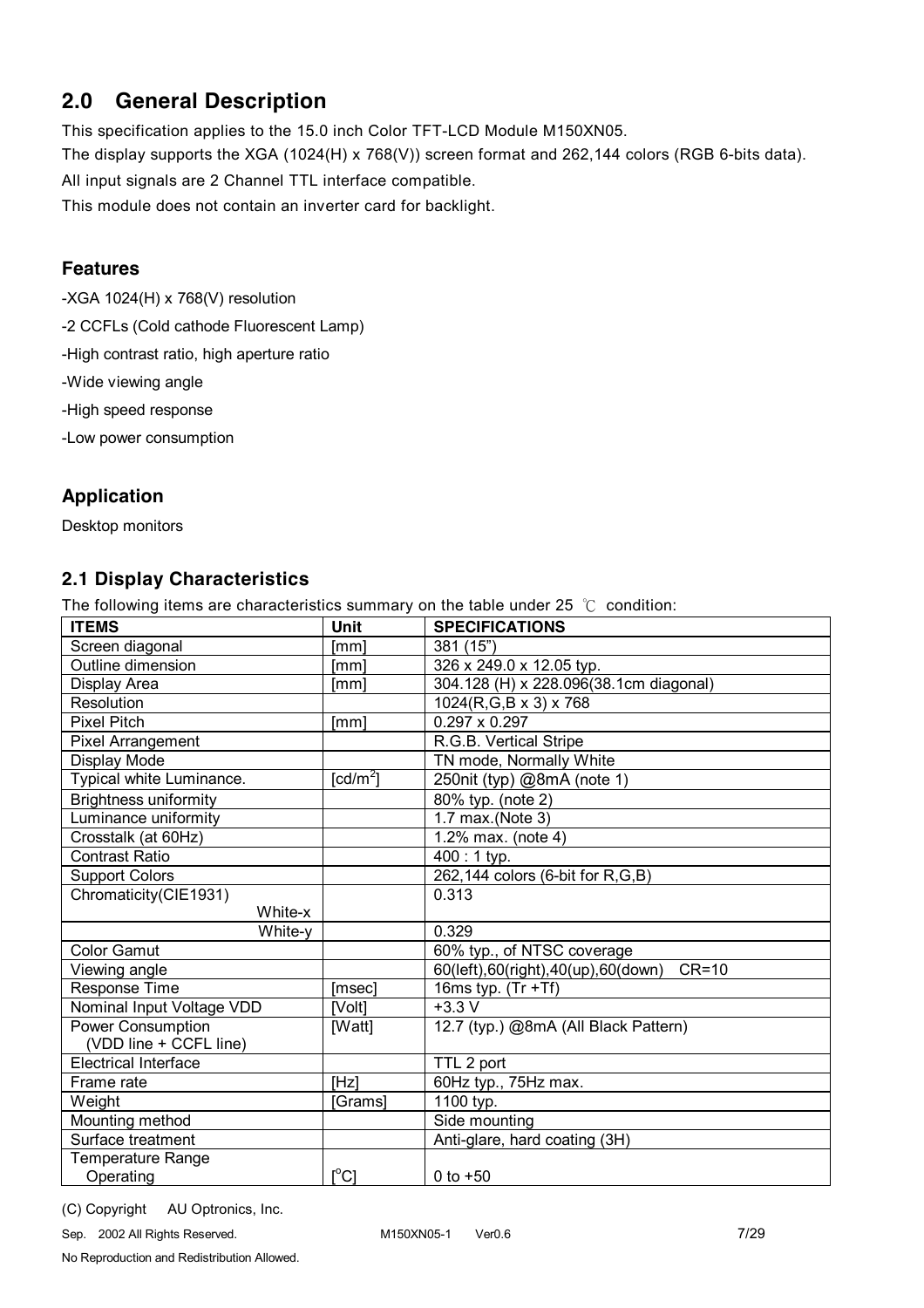## 2.0 General Description

This specification applies to the 15.0 inch Color TFT-LCD Module M150XN05.

The display supports the XGA (1024(H) x 768(V)) screen format and 262,144 colors (RGB 6-bits data).

All input signals are 2 Channel TTL interface compatible.

This module does not contain an inverter card for backlight.

### Features

-XGA 1024(H) x 768(V) resolution

-2 CCFLs (Cold cathode Fluorescent Lamp)

-High contrast ratio, high aperture ratio

-Wide viewing angle

-High speed response

-Low power consumption

### Application

Desktop monitors

### 2.1 Display Characteristics

The following items are characteristics summary on the table under 25 ℃ condition:

| ITEMS | Unit | SPECIFICATIONS |
|---|---|---|
| Screen diagonal | [mm] | 381 (15") |
| Outline dimension | [mm] | 326 x 249.0 x 12.05 typ. |
| Display Area | [mm] | 304.128 (H) x 228.096(38.1cm diagonal) |
| Resolution | | 1024(R,G,B x 3) x 768 |
| Pixel Pitch | [mm] | 0.297 x 0.297 |
| Pixel Arrangement | | R.G.B. Vertical Stripe |
| Display Mode | | TN mode, Normally White |
| Typical white Luminance. | [cd/m$^2$] | 250nit (typ) @8mA (note 1) |
| Brightness uniformity | | 80% typ. (note 2) |
| Luminance uniformity | | 1.7 max.(Note 3) |
| Crosstalk (at 60Hz) | | 1.2% max. (note 4) |
| Contrast Ratio | | 400 : 1 typ. |
| Support Colors | | 262,144 colors (6-bit for R,G,B) |
| Chromaticity(CIE1931) White-x | | 0.313 |
| White-y | | 0.329 |
| Color Gamut | | 60% typ., of NTSC coverage |
| Viewing angle | | 60(left),60(right),40(up),60(down) CR=10 |
| Response Time | [msec] | 16ms typ. (Tr +Tf) |
| Nominal Input Voltage VDD | [Volt] | +3.3 V |
| Power Consumption (VDD line + CCFL line) | [Watt] | 12.7 (typ.) @8mA (All Black Pattern) |
| Electrical Interface | | TTL 2 port |
| Frame rate | [Hz] | 60Hz typ., 75Hz max. |
| Weight | [Grams] | 1100 typ. |
| Mounting method | | Side mounting |
| Surface treatment | | Anti-glare, hard coating (3H) |
| Temperature Range Operating | [$^o$C] | 0 to +50 |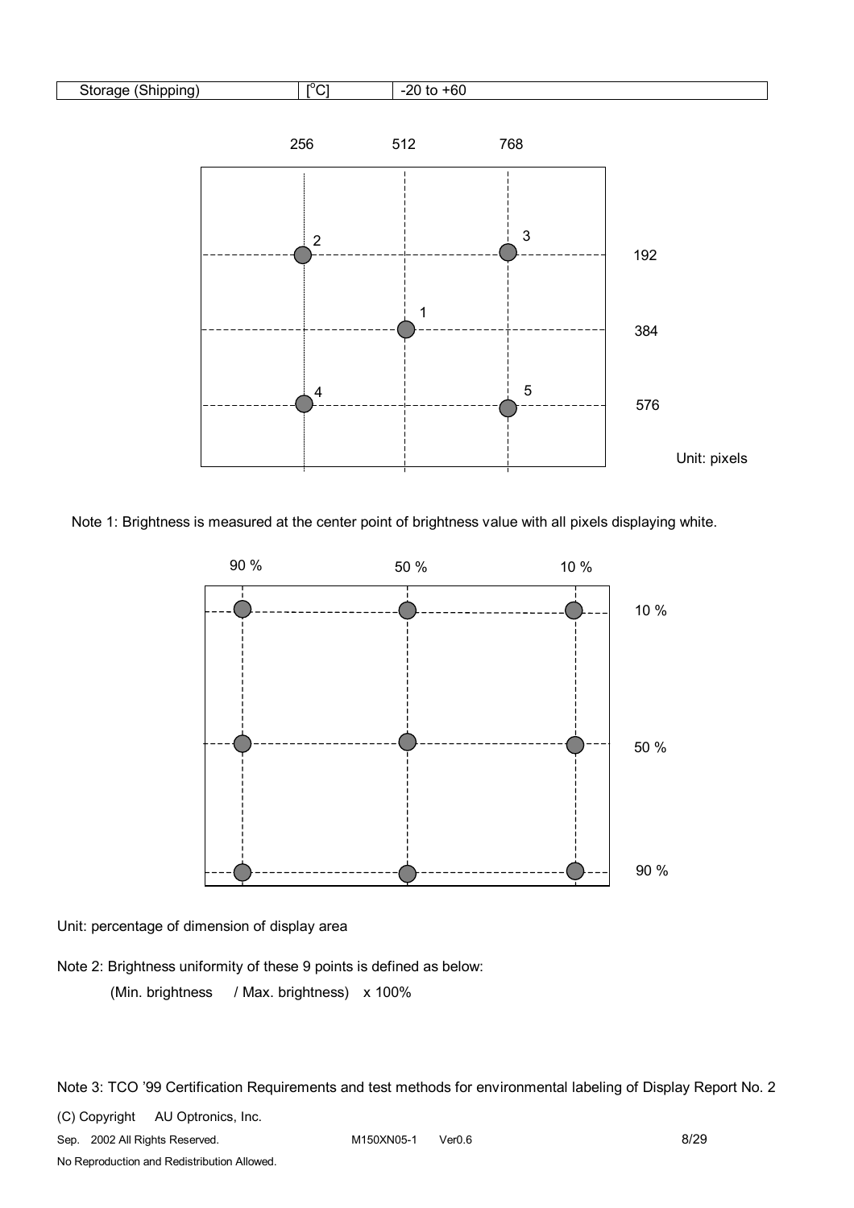| Storage (Shipping) | [°C] | -20 to +60 |
|---|---|---|

Unit: pixels

Note 1: Brightness is measured at the center point of brightness value with all pixels displaying white.

Unit: percentage of dimension of display area

Note 2: Brightness uniformity of these 9 points is defined as below:

(Min. brightness / Max. brightness) x 100%

Note 3: TCO '99 Certification Requirements and test methods for environmental labeling of Display Report No. 2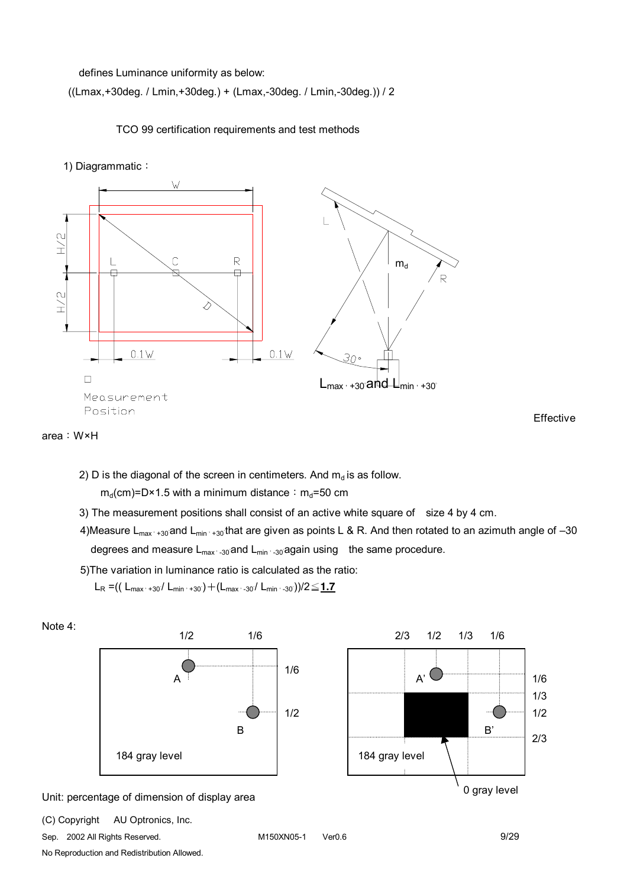defines Luminance uniformity as below:

((Lmax,+30deg. / Lmin,+30deg.) + (Lmax,-30deg. / Lmin,-30deg.)) / 2

TCO 99 certification requirements and test methods

1) Diagrammatic：

W

H/2

H/2

L C R

D

0.1W 0.1W

□ Measurement Position

L

$m_d$

R

30°

$L_{max,+30}$ and $L_{min,+30}$

Effective area：W×H

2) D is the diagonal of the screen in centimeters. And $m_d$ is as follow.

$m_d$(cm)=D×1.5 with a minimum distance：$m_d$=50 cm

3) The measurement positions shall consist of an active white square of size 4 by 4 cm.

4)Measure $L_{max,+30}$ and $L_{min,+30}$ that are given as points L & R. And then rotated to an azimuth angle of –30 degrees and measure $L_{max,-30}$ and $L_{min,-30}$ again using the same procedure.

5)The variation in luminance ratio is calculated as the ratio:

$L_R$ =(( $L_{max,+30}$/ $L_{min,+30}$)＋($L_{max,-30}$/ $L_{min,-30}$))/2≦**1.7**

Note 4:

1/2 1/6

A

1/6

1/2

B

184 gray level

2/3 1/2 1/3 1/6

A'

1/6

1/3

1/2

B'

2/3

184 gray level

0 gray level

Unit: percentage of dimension of display area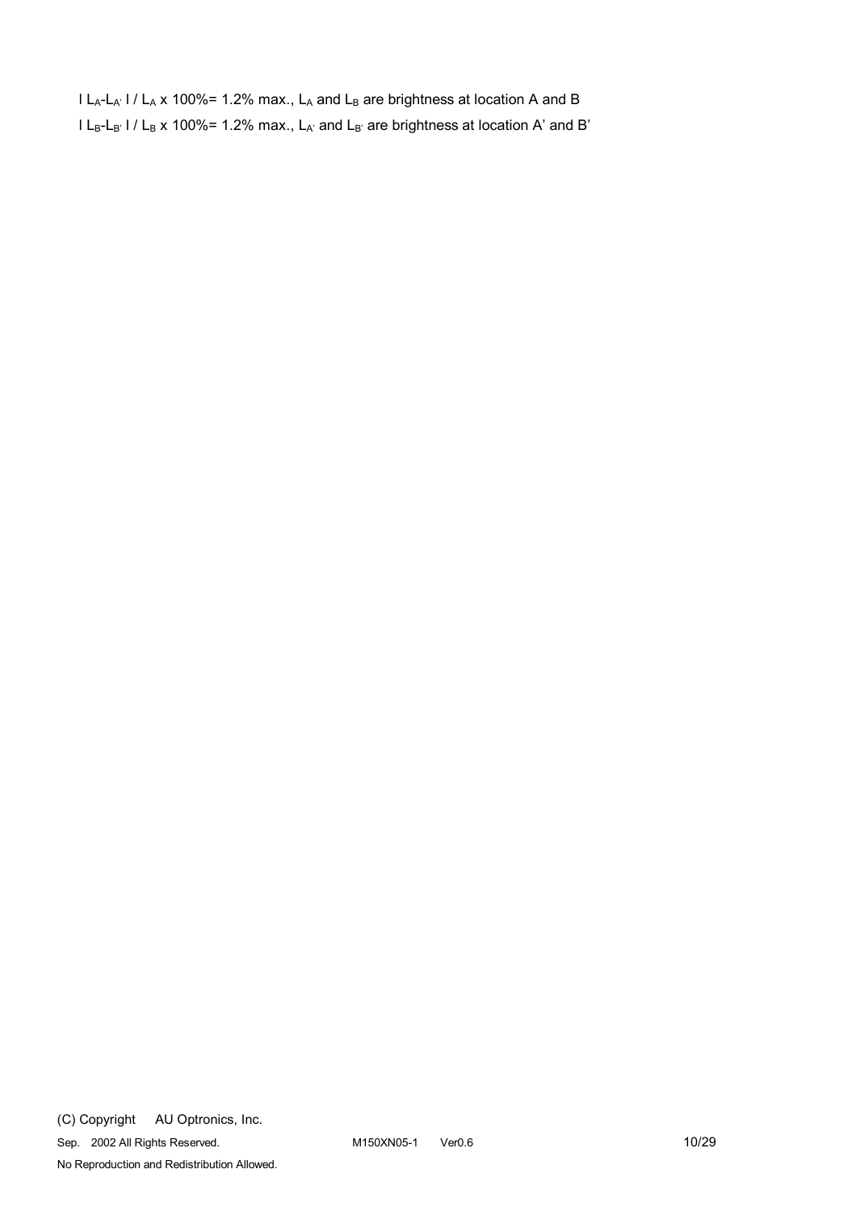$| L_A - L_{A'} | / L_A \times 100\% = 1.2\%$ max., $L_A$ and $L_B$ are brightness at location A and B

$| L_B - L_{B'} | / L_B \times 100\% = 1.2\%$ max., $L_{A'}$ and $L_{B'}$ are brightness at location A' and B'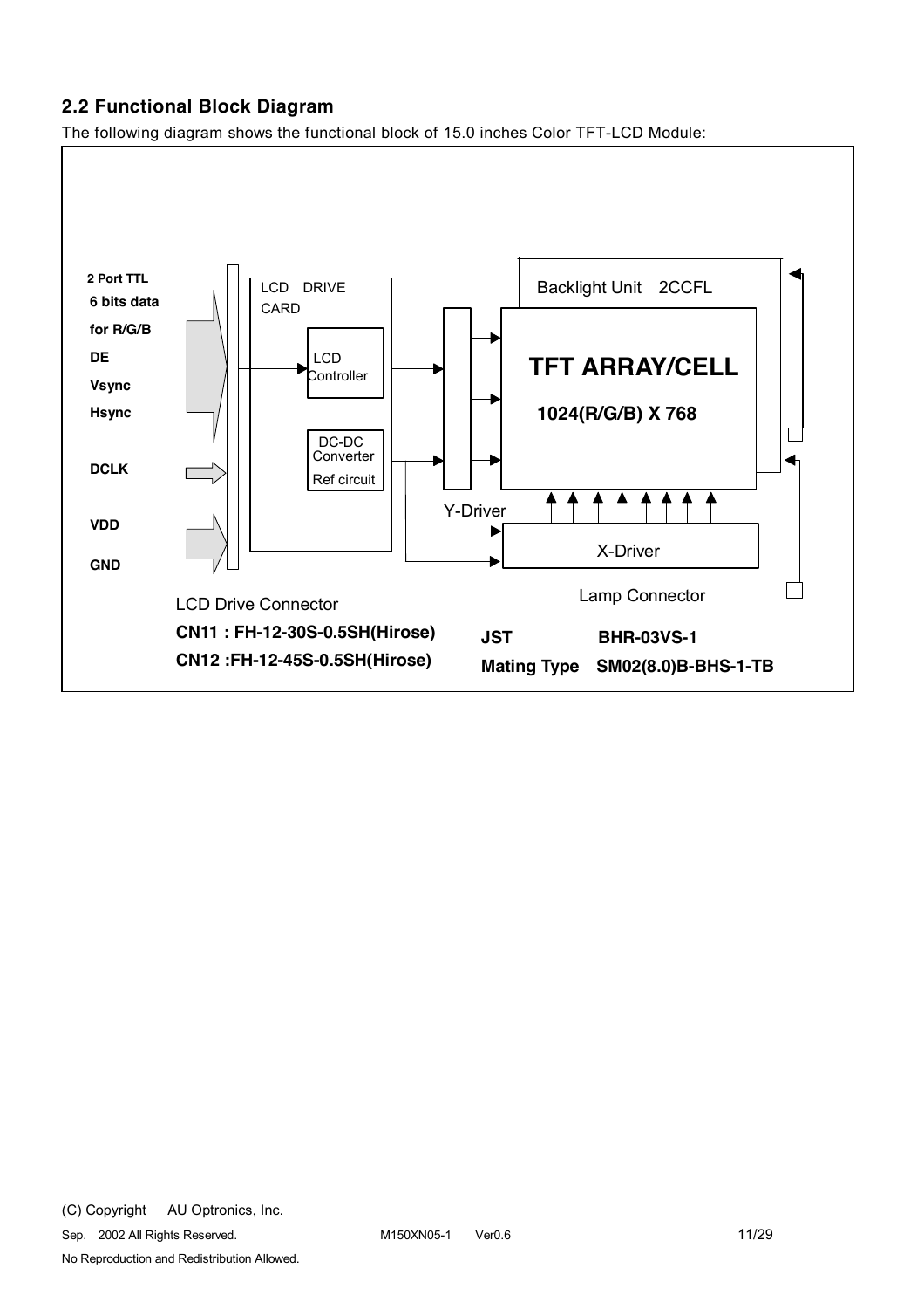## 2.2 Functional Block Diagram

The following diagram shows the functional block of 15.0 inches Color TFT-LCD Module:

**2 Port TTL**
**6 bits data**
**for R/G/B**
**DE**
**Vsync**
**Hsync**

**DCLK**

**VDD**
**GND**

LCD DRIVE CARD

LCD Controller

DC-DC Converter
Ref circuit

Y-Driver

Backlight Unit 2CCFL

**TFT ARRAY/CELL**

**1024(R/G/B) X 768**

X-Driver

LCD Drive Connector

**CN11 : FH-12-30S-0.5SH(Hirose)**

**CN12 :FH-12-45S-0.5SH(Hirose)**

Lamp Connector

**JST BHR-03VS-1**

**Mating Type SM02(8.0)B-BHS-1-TB**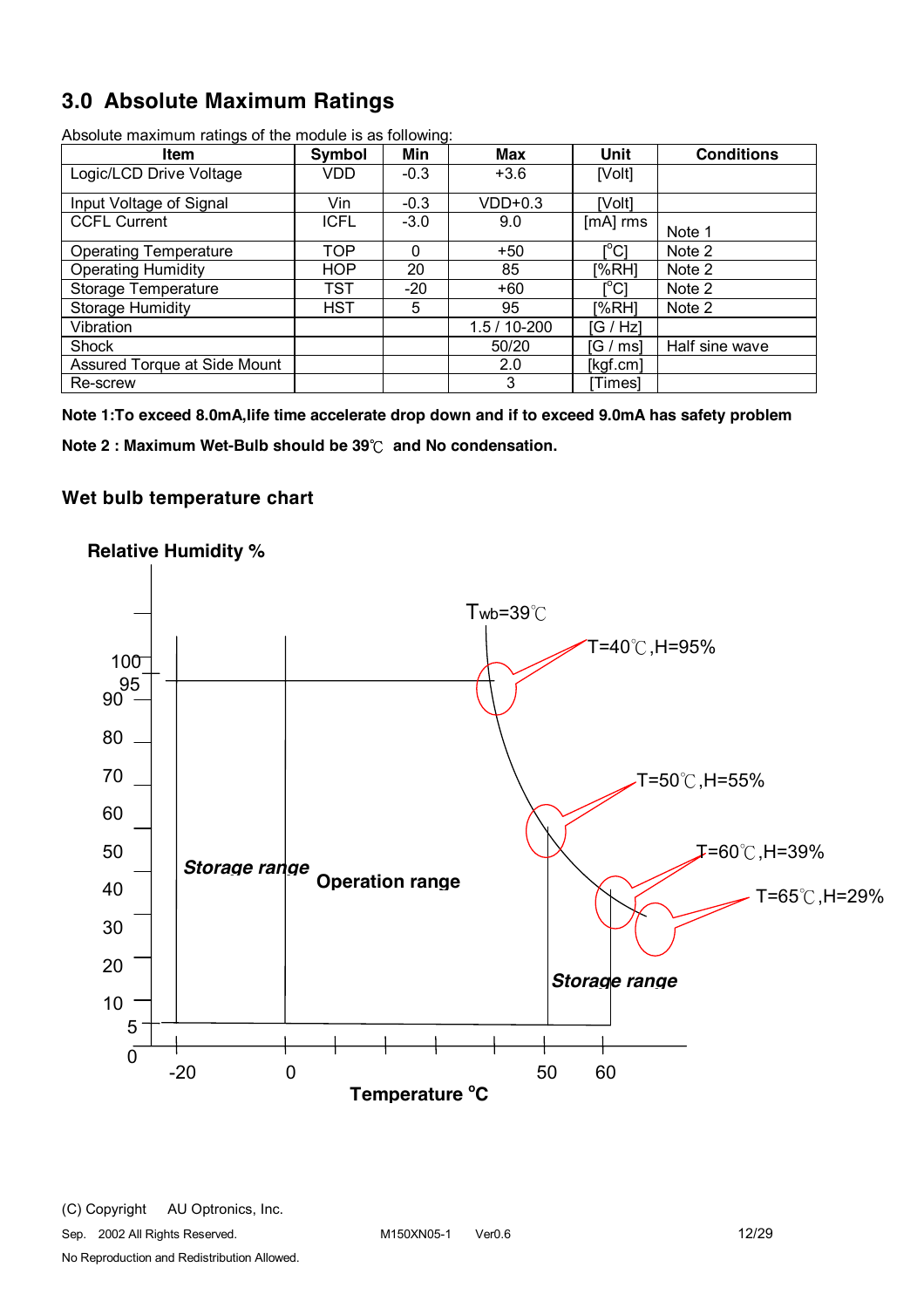## 3.0 Absolute Maximum Ratings

Absolute maximum ratings of the module is as following:

| Item | Symbol | Min | Max | Unit | Conditions |
|---|---|---|---|---|---|
| Logic/LCD Drive Voltage | VDD | -0.3 | +3.6 | [Volt] | |
| Input Voltage of Signal | Vin | -0.3 | VDD+0.3 | [Volt] | |
| CCFL Current | ICFL | -3.0 | 9.0 | [mA] rms | Note 1 |
| Operating Temperature | TOP | 0 | +50 | [°C] | Note 2 |
| Operating Humidity | HOP | 20 | 85 | [%RH] | Note 2 |
| Storage Temperature | TST | -20 | +60 | [°C] | Note 2 |
| Storage Humidity | HST | 5 | 95 | [%RH] | Note 2 |
| Vibration | | | 1.5 / 10-200 | [G / Hz] | |
| Shock | | | 50/20 | [G / ms] | Half sine wave |
| Assured Torque at Side Mount | | | 2.0 | [kgf.cm] | |
| Re-screw | | | 3 | [Times] | |

**Note 1:To exceed 8.0mA,life time accelerate drop down and if to exceed 9.0mA has safety problem**

**Note 2 : Maximum Wet-Bulb should be 39℃ and No condensation.**

### Wet bulb temperature chart

**Relative Humidity %**

$T_{wb}$=39℃

T=40℃,H=95%

T=50℃,H=55%

T=60℃,H=39%

T=65℃,H=29%

***Storage range***

**Operation range**

***Storage range***

**Temperature °C**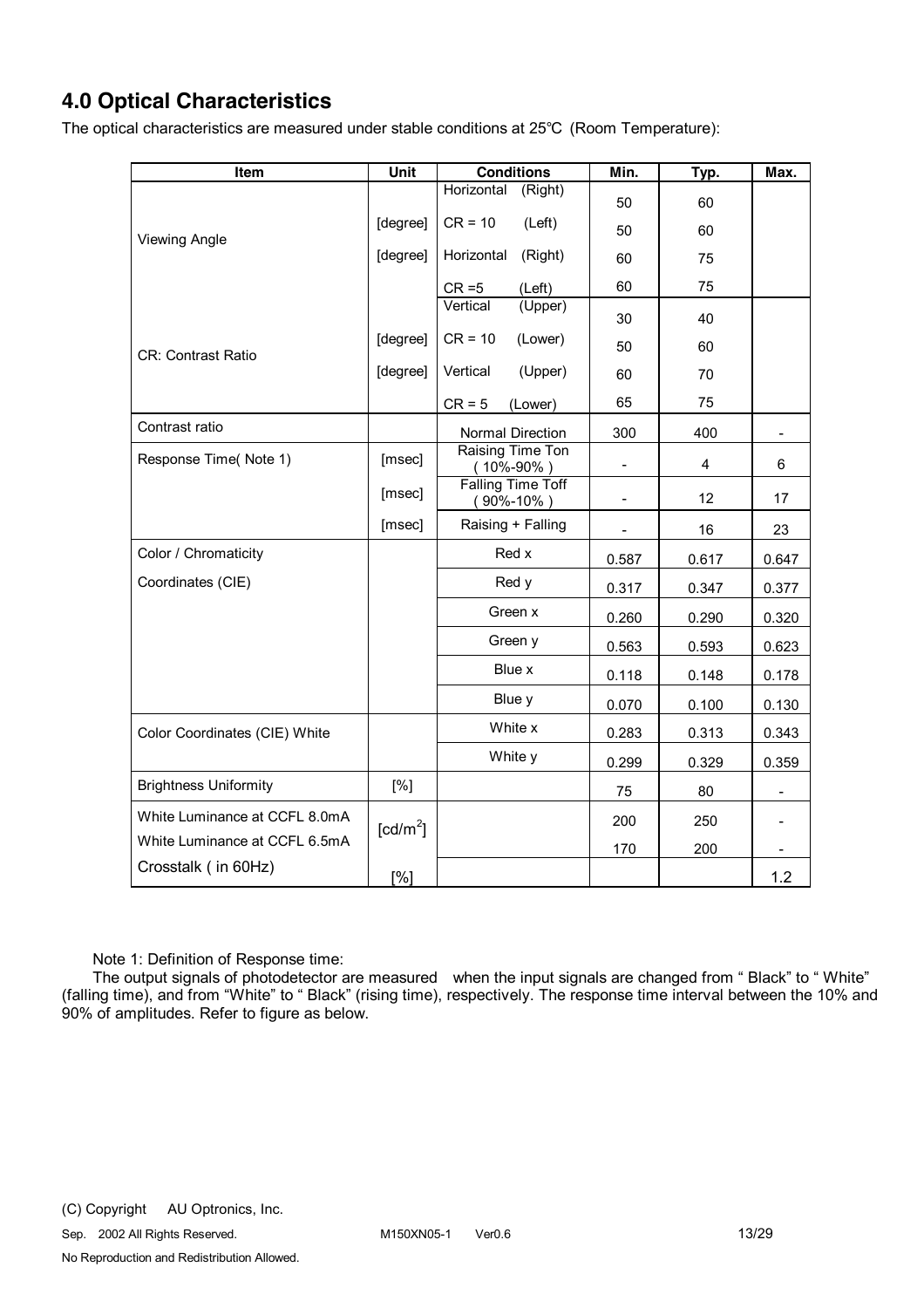## 4.0 Optical Characteristics

The optical characteristics are measured under stable conditions at 25℃ (Room Temperature):

| Item | Unit | Conditions | Min. | Typ. | Max. |
|---|---|---|---|---|---|
| Viewing Angle | [degree] | Horizontal (Right) CR = 10 | 50 | 60 | |
| | | (Left) | 50 | 60 | |
| | [degree] | Horizontal (Right) CR = 5 | 60 | 75 | |
| | | (Left) | 60 | 75 | |
| CR: Contrast Ratio | [degree] | Vertical (Upper) CR = 10 | 30 | 40 | |
| | | (Lower) | 50 | 60 | |
| | [degree] | Vertical (Upper) CR = 5 | 60 | 70 | |
| | | (Lower) | 65 | 75 | |
| Contrast ratio | | Normal Direction | 300 | 400 | - |
| Response Time( Note 1) | [msec] | Raising Time Ton ( 10%-90% ) | - | 4 | 6 |
| | [msec] | Falling Time Toff ( 90%-10% ) | - | 12 | 17 |
| | [msec] | Raising + Falling | - | 16 | 23 |
| Color / Chromaticity Coordinates (CIE) | | Red x | 0.587 | 0.617 | 0.647 |
| | | Red y | 0.317 | 0.347 | 0.377 |
| | | Green x | 0.260 | 0.290 | 0.320 |
| | | Green y | 0.563 | 0.593 | 0.623 |
| | | Blue x | 0.118 | 0.148 | 0.178 |
| | | Blue y | 0.070 | 0.100 | 0.130 |
| Color Coordinates (CIE) White | | White x | 0.283 | 0.313 | 0.343 |
| | | White y | 0.299 | 0.329 | 0.359 |
| Brightness Uniformity | [%] | | 75 | 80 | - |
| White Luminance at CCFL 8.0mA | [cd/m$^2$] | | 200 | 250 | - |
| White Luminance at CCFL 6.5mA | | | 170 | 200 | - |
| Crosstalk ( in 60Hz) | [%] | | | | 1.2 |

Note 1: Definition of Response time:

The output signals of photodetector are measured when the input signals are changed from " Black" to " White" (falling time), and from "White" to " Black" (rising time), respectively. The response time interval between the 10% and 90% of amplitudes. Refer to figure as below.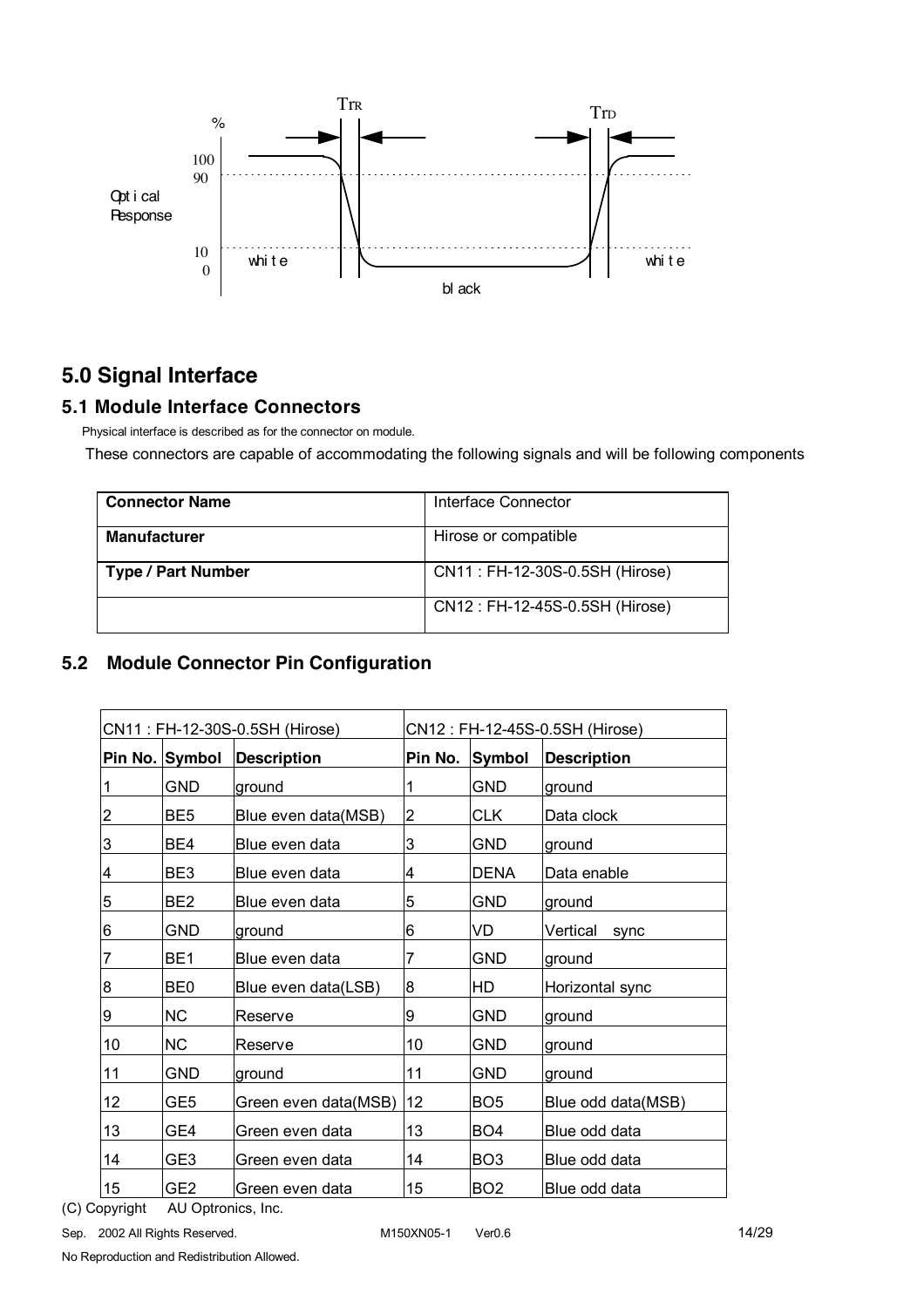## 5.0 Signal Interface

### 5.1 Module Interface Connectors

Physical interface is described as for the connector on module.

These connectors are capable of accommodating the following signals and will be following components

| Connector Name | Interface Connector |
|---|---|
| **Manufacturer** | Hirose or compatible |
| **Type / Part Number** | CN11 : FH-12-30S-0.5SH (Hirose) |
| | CN12 : FH-12-45S-0.5SH (Hirose) |

### 5.2 Module Connector Pin Configuration

| CN11 : FH-12-30S-0.5SH (Hirose) | | | CN12 : FH-12-45S-0.5SH (Hirose) | | |
|---|---|---|---|---|---|
| **Pin No.** | **Symbol** | **Description** | **Pin No.** | **Symbol** | **Description** |
| 1 | GND | ground | 1 | GND | ground |
| 2 | BE5 | Blue even data(MSB) | 2 | CLK | Data clock |
| 3 | BE4 | Blue even data | 3 | GND | ground |
| 4 | BE3 | Blue even data | 4 | DENA | Data enable |
| 5 | BE2 | Blue even data | 5 | GND | ground |
| 6 | GND | ground | 6 | VD | Vertical sync |
| 7 | BE1 | Blue even data | 7 | GND | ground |
| 8 | BE0 | Blue even data(LSB) | 8 | HD | Horizontal sync |
| 9 | NC | Reserve | 9 | GND | ground |
| 10 | NC | Reserve | 10 | GND | ground |
| 11 | GND | ground | 11 | GND | ground |
| 12 | GE5 | Green even data(MSB) | 12 | BO5 | Blue odd data(MSB) |
| 13 | GE4 | Green even data | 13 | BO4 | Blue odd data |
| 14 | GE3 | Green even data | 14 | BO3 | Blue odd data |
| 15 | GE2 | Green even data | 15 | BO2 | Blue odd data |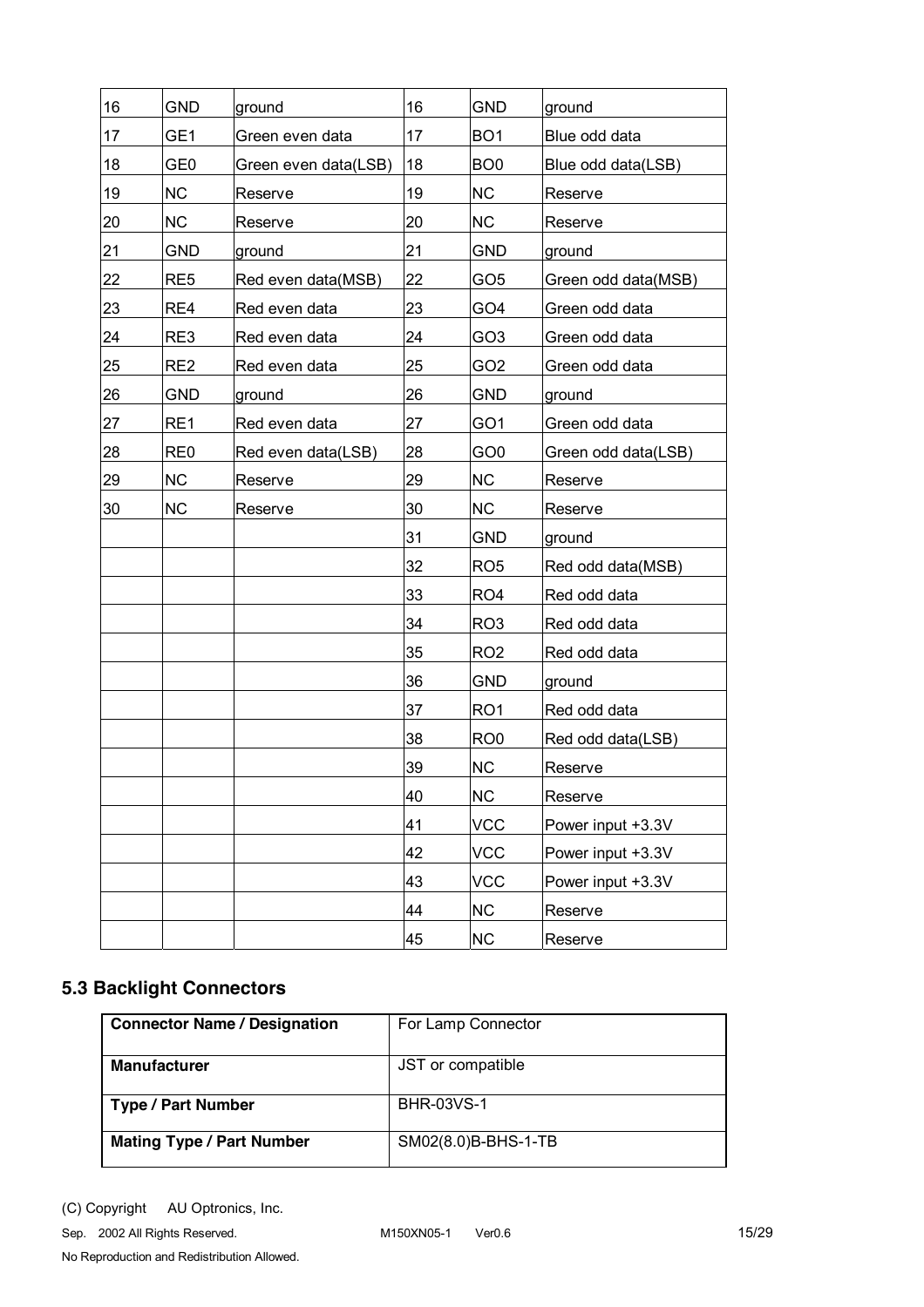| 16 | GND | ground | 16 | GND | ground |
|---|---|---|---|---|---|
| 17 | GE1 | Green even data | 17 | BO1 | Blue odd data |
| 18 | GE0 | Green even data(LSB) | 18 | BO0 | Blue odd data(LSB) |
| 19 | NC | Reserve | 19 | NC | Reserve |
| 20 | NC | Reserve | 20 | NC | Reserve |
| 21 | GND | ground | 21 | GND | ground |
| 22 | RE5 | Red even data(MSB) | 22 | GO5 | Green odd data(MSB) |
| 23 | RE4 | Red even data | 23 | GO4 | Green odd data |
| 24 | RE3 | Red even data | 24 | GO3 | Green odd data |
| 25 | RE2 | Red even data | 25 | GO2 | Green odd data |
| 26 | GND | ground | 26 | GND | ground |
| 27 | RE1 | Red even data | 27 | GO1 | Green odd data |
| 28 | RE0 | Red even data(LSB) | 28 | GO0 | Green odd data(LSB) |
| 29 | NC | Reserve | 29 | NC | Reserve |
| 30 | NC | Reserve | 30 | NC | Reserve |
| | | | 31 | GND | ground |
| | | | 32 | RO5 | Red odd data(MSB) |
| | | | 33 | RO4 | Red odd data |
| | | | 34 | RO3 | Red odd data |
| | | | 35 | RO2 | Red odd data |
| | | | 36 | GND | ground |
| | | | 37 | RO1 | Red odd data |
| | | | 38 | RO0 | Red odd data(LSB) |
| | | | 39 | NC | Reserve |
| | | | 40 | NC | Reserve |
| | | | 41 | VCC | Power input +3.3V |
| | | | 42 | VCC | Power input +3.3V |
| | | | 43 | VCC | Power input +3.3V |
| | | | 44 | NC | Reserve |
| | | | 45 | NC | Reserve |

## 5.3 Backlight Connectors

| **Connector Name / Designation** | For Lamp Connector |
|---|---|
| **Manufacturer** | JST or compatible |
| **Type / Part Number** | BHR-03VS-1 |
| **Mating Type / Part Number** | SM02(8.0)B-BHS-1-TB |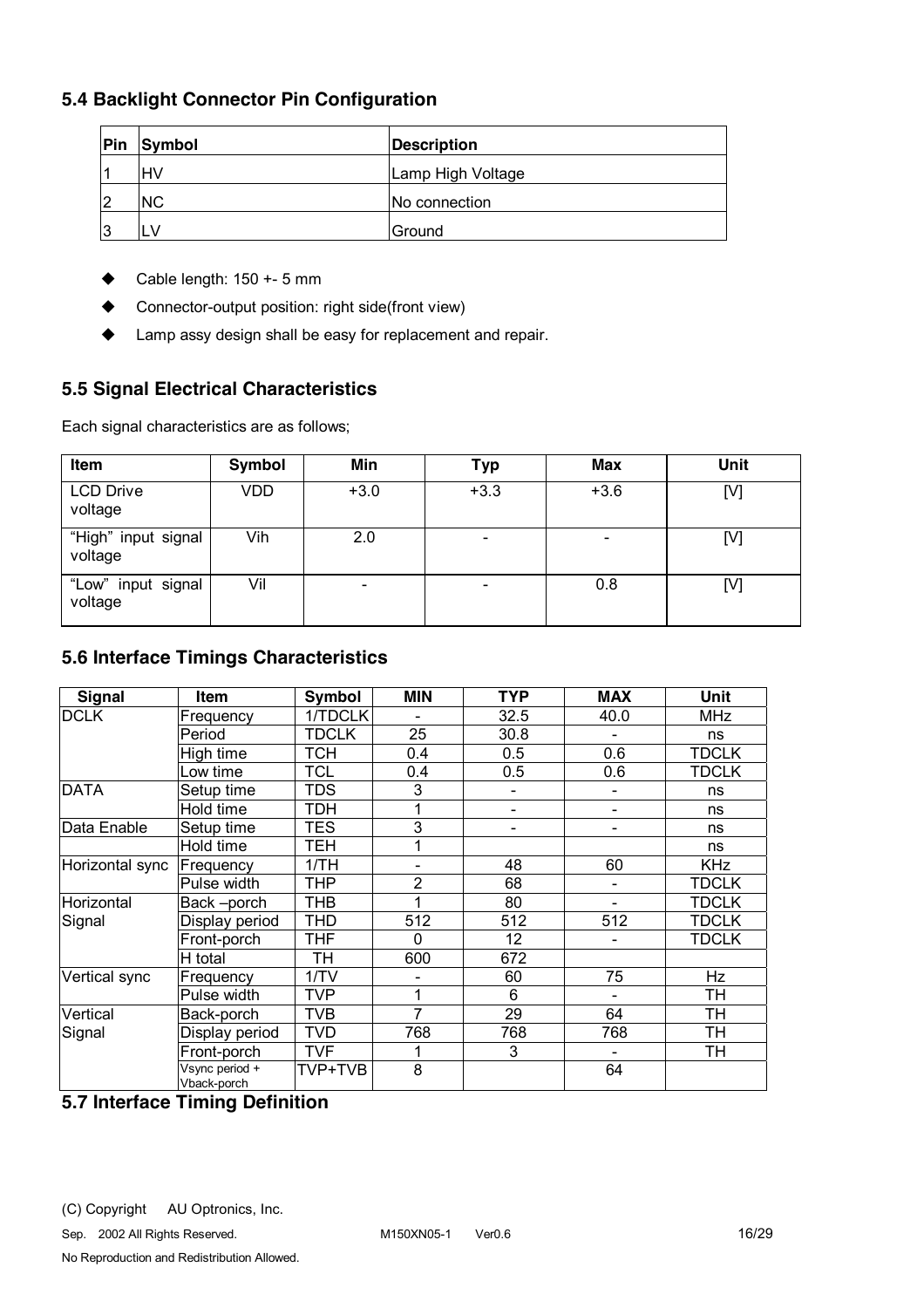## 5.4 Backlight Connector Pin Configuration

| Pin | Symbol | Description |
|---|---|---|
| 1 | HV | Lamp High Voltage |
| 2 | NC | No connection |
| 3 | LV | Ground |

- Cable length: 150 +- 5 mm
- Connector-output position: right side(front view)
- Lamp assy design shall be easy for replacement and repair.

## 5.5 Signal Electrical Characteristics

Each signal characteristics are as follows;

| Item | Symbol | Min | Typ | Max | Unit |
|---|---|---|---|---|---|
| LCD Drive voltage | VDD | +3.0 | +3.3 | +3.6 | [V] |
| "High" input signal voltage | Vih | 2.0 | - | - | [V] |
| "Low" input signal voltage | Vil | - | - | 0.8 | [V] |

## 5.6 Interface Timings Characteristics

| Signal | Item | Symbol | MIN | TYP | MAX | Unit |
|---|---|---|---|---|---|---|
| DCLK | Frequency | 1/TDCLK | - | 32.5 | 40.0 | MHz |
| | Period | TDCLK | 25 | 30.8 | - | ns |
| | High time | TCH | 0.4 | 0.5 | 0.6 | TDCLK |
| | Low time | TCL | 0.4 | 0.5 | 0.6 | TDCLK |
| DATA | Setup time | TDS | 3 | - | - | ns |
| | Hold time | TDH | 1 | - | - | ns |
| Data Enable | Setup time | TES | 3 | - | - | ns |
| | Hold time | TEH | 1 | | | ns |
| Horizontal sync | Frequency | 1/TH | - | 48 | 60 | KHz |
| | Pulse width | THP | 2 | 68 | - | TDCLK |
| Horizontal Signal | Back –porch | THB | 1 | 80 | - | TDCLK |
| | Display period | THD | 512 | 512 | 512 | TDCLK |
| | Front-porch | THF | 0 | 12 | - | TDCLK |
| | H total | TH | 600 | 672 | | |
| Vertical sync | Frequency | 1/TV | - | 60 | 75 | Hz |
| | Pulse width | TVP | 1 | 6 | - | TH |
| Vertical Signal | Back-porch | TVB | 7 | 29 | 64 | TH |
| | Display period | TVD | 768 | 768 | 768 | TH |
| | Front-porch | TVF | 1 | 3 | - | TH |
| | Vsync period + Vback-porch | TVP+TVB | 8 | | 64 | |

## 5.7 Interface Timing Definition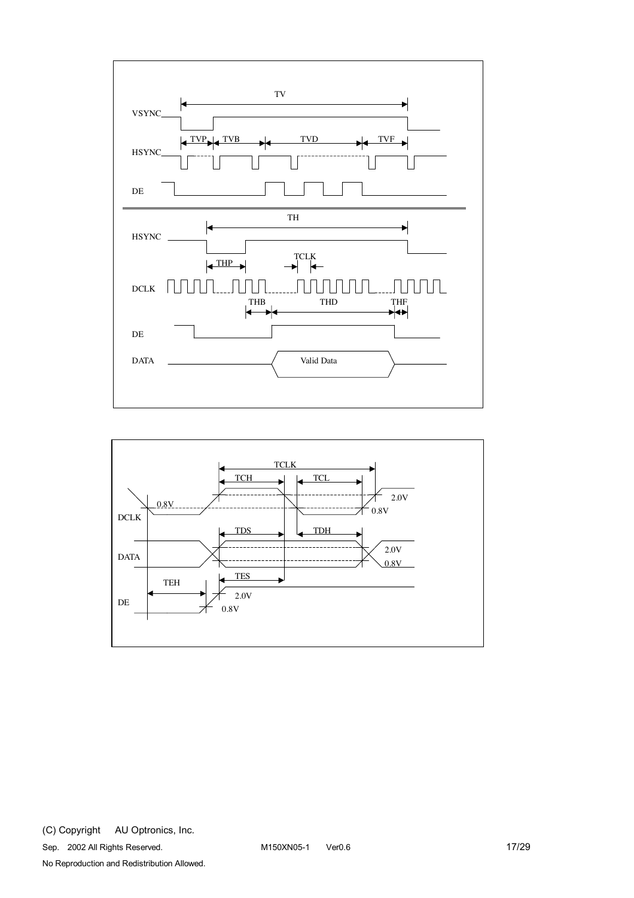TV

VSYNC

TVP TVB TVD TVF

HSYNC

DE

TH

HSYNC

THP

TCLK

DCLK

THB THD THF

DE

DATA

Valid Data

TCLK

TCH TCL

2.0V

0.8V

0.8V

DCLK

TDS TDH

2.0V

DATA

0.8V

TES

TEH

2.0V

DE

0.8V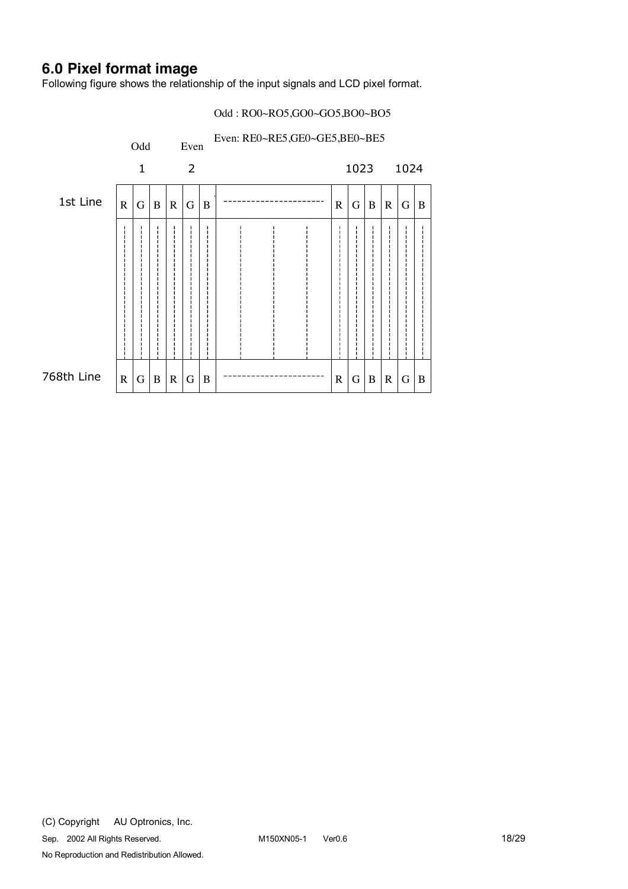## 6.0 Pixel format image

Following figure shows the relationship of the input signals and LCD pixel format.

Odd : RO0~RO5,GO0~GO5,BO0~BO5

Even: RE0~RE5,GE0~GE5,BE0~BE5

| | Odd | | | Even | | | | | | | | | |
|---|---|---|---|---|---|---|---|---|---|---|---|---|---|
| | 1 | | | 2 | | | | 1023 | | | 1024 | | |
| 1st Line | R | G | B | R | G | B | ------------------- | R | G | B | R | G | B |
| 768th Line | R | G | B | R | G | B | ------------------- | R | G | B | R | G | B |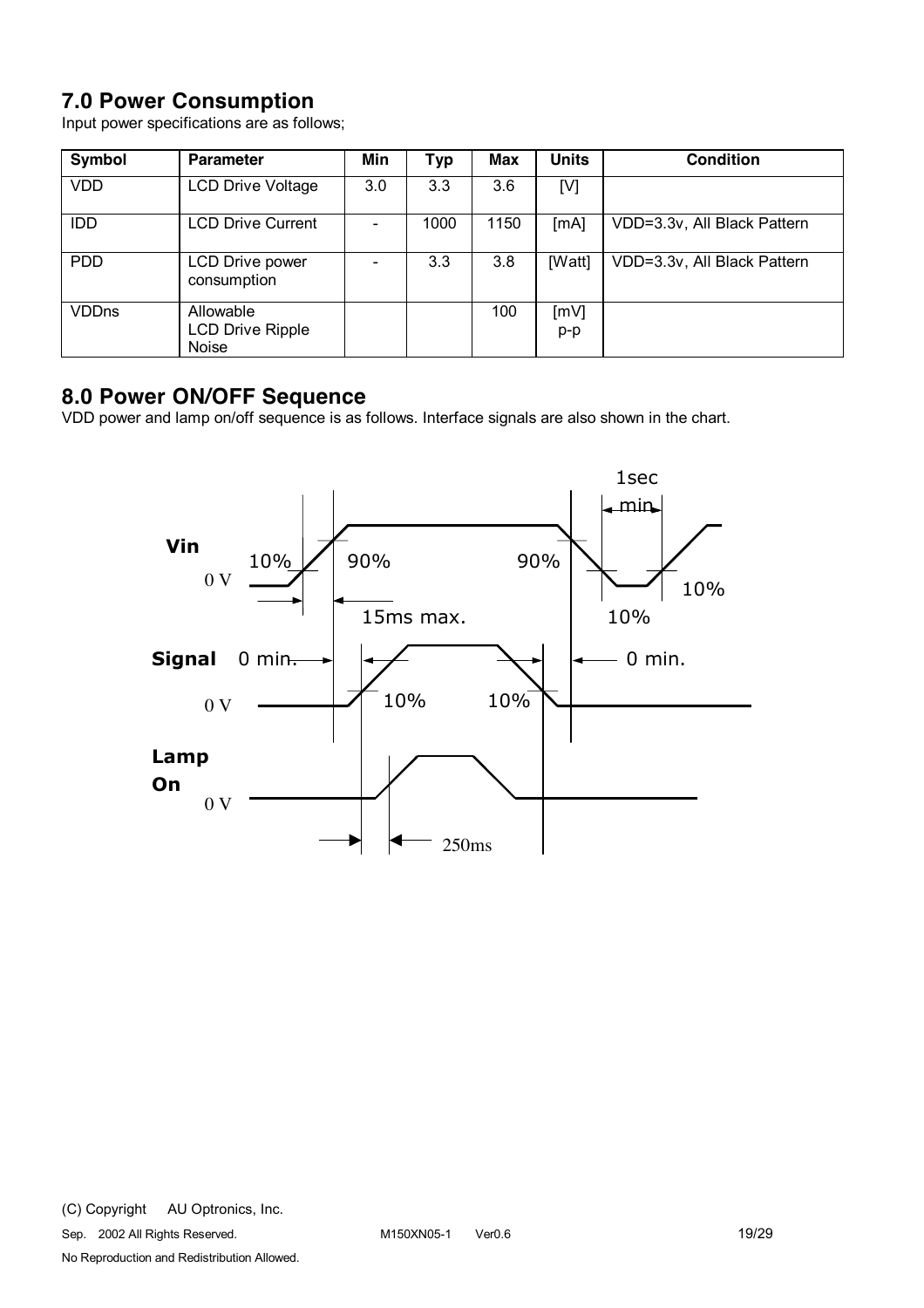## 7.0 Power Consumption

Input power specifications are as follows;

| Symbol | Parameter | Min | Typ | Max | Units | Condition |
|---|---|---|---|---|---|---|
| VDD | LCD Drive Voltage | 3.0 | 3.3 | 3.6 | [V] | |
| IDD | LCD Drive Current | - | 1000 | 1150 | [mA] | VDD=3.3v, All Black Pattern |
| PDD | LCD Drive power consumption | - | 3.3 | 3.8 | [Watt] | VDD=3.3v, All Black Pattern |
| VDDns | Allowable LCD Drive Ripple Noise | | | 100 | [mV] p-p | |

## 8.0 Power ON/OFF Sequence

VDD power and lamp on/off sequence is as follows. Interface signals are also shown in the chart.

Vin
0 V
10%
90%
90%
10%
10%
1sec min
15ms max.
Signal
0 min.
0 min.
0 V
10%
10%
Lamp On
0 V
250ms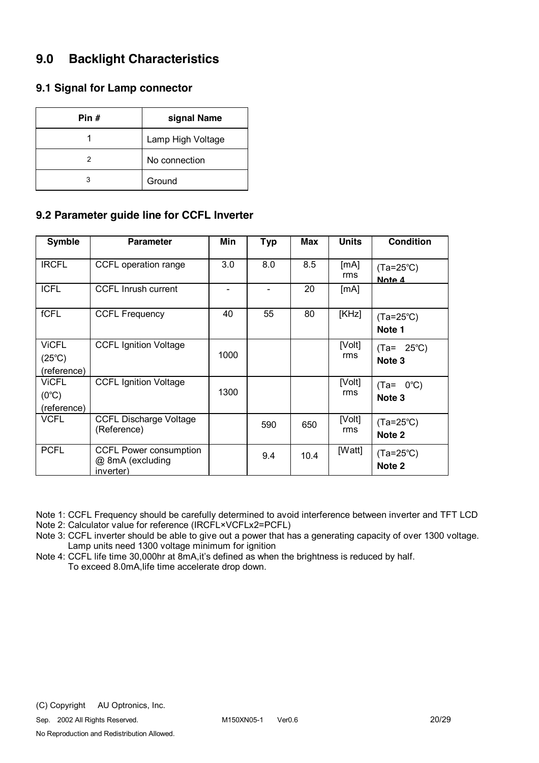# 9.0 Backlight Characteristics

## 9.1 Signal for Lamp connector

| Pin # | signal Name |
|---|---|
| 1 | Lamp High Voltage |
| 2 | No connection |
| 3 | Ground |

## 9.2 Parameter guide line for CCFL Inverter

| Symble | Parameter | Min | Typ | Max | Units | Condition |
|---|---|---|---|---|---|---|
| IRCFL | CCFL operation range | 3.0 | 8.0 | 8.5 | [mA] rms | (Ta=25℃) Note 4 |
| ICFL | CCFL Inrush current | - | - | 20 | [mA] | |
| fCFL | CCFL Frequency | 40 | 55 | 80 | [KHz] | (Ta=25℃) **Note 1** |
| ViCFL (25℃) (reference) | CCFL Ignition Voltage | 1000 | | | [Volt] rms | (Ta= 25℃) **Note 3** |
| ViCFL (0℃) (reference) | CCFL Ignition Voltage | 1300 | | | [Volt] rms | (Ta= 0℃) **Note 3** |
| VCFL | CCFL Discharge Voltage (Reference) | | 590 | 650 | [Volt] rms | (Ta=25℃) **Note 2** |
| PCFL | CCFL Power consumption @ 8mA (excluding inverter) | | 9.4 | 10.4 | [Watt] | (Ta=25℃) **Note 2** |

Note 1: CCFL Frequency should be carefully determined to avoid interference between inverter and TFT LCD

Note 2: Calculator value for reference (IRCFL×VCFLx2=PCFL)

Note 3: CCFL inverter should be able to give out a power that has a generating capacity of over 1300 voltage. Lamp units need 1300 voltage minimum for ignition

Note 4: CCFL life time 30,000hr at 8mA,it's defined as when the brightness is reduced by half. To exceed 8.0mA,life time accelerate drop down.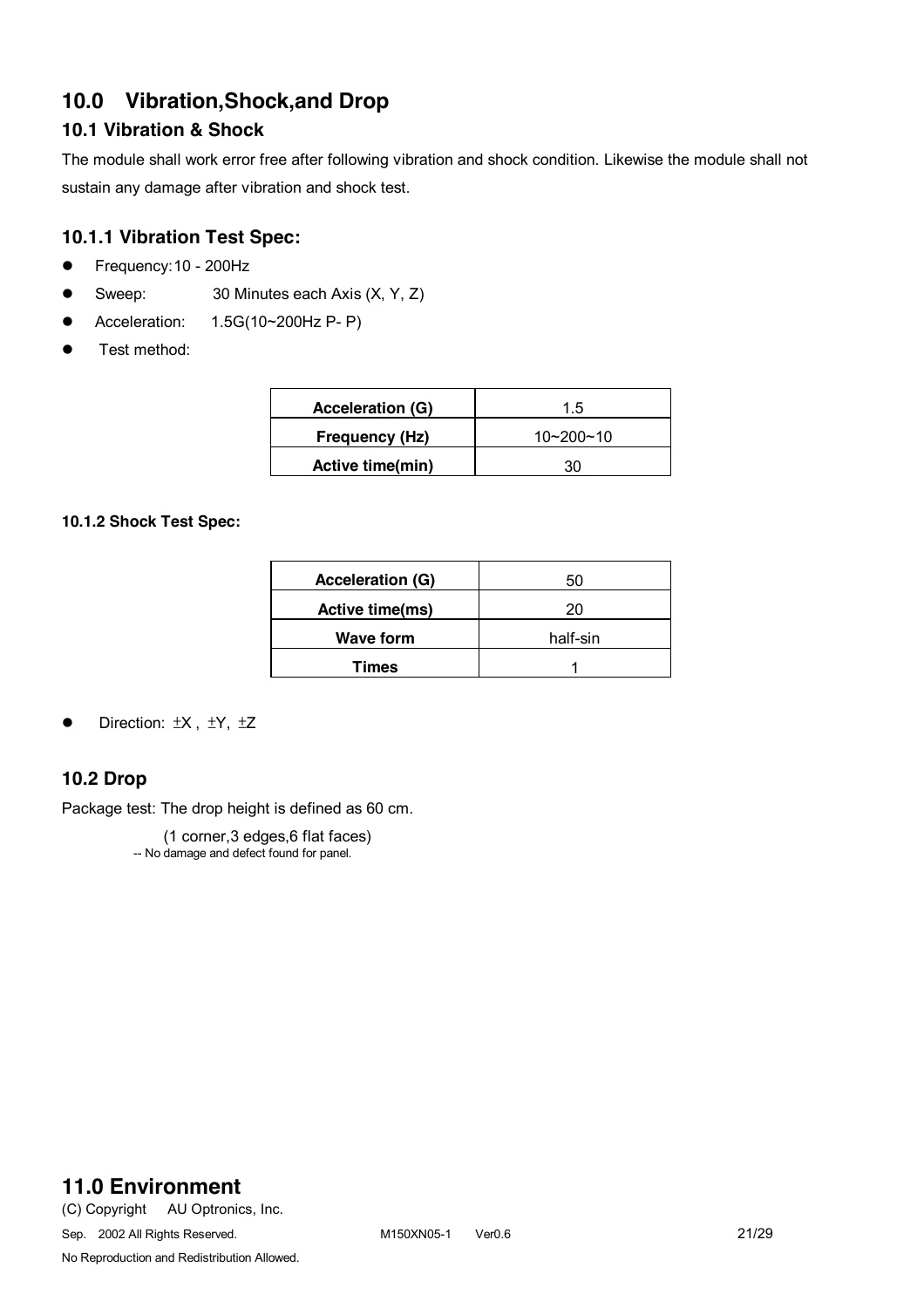# 10.0 Vibration,Shock,and Drop

## 10.1 Vibration & Shock

The module shall work error free after following vibration and shock condition. Likewise the module shall not sustain any damage after vibration and shock test.

### 10.1.1 Vibration Test Spec:

- Frequency: 10 - 200Hz
- Sweep: 30 Minutes each Axis (X, Y, Z)
- Acceleration: 1.5G(10~200Hz P- P)
- Test method:

| **Acceleration (G)** | 1.5 |
|---|---|
| **Frequency (Hz)** | 10~200~10 |
| **Active time(min)** | 30 |

#### 10.1.2 Shock Test Spec:

| **Acceleration (G)** | 50 |
|---|---|
| **Active time(ms)** | 20 |
| **Wave form** | half-sin |
| **Times** | 1 |

- Direction: ±X , ±Y, ±Z

## 10.2 Drop

Package test: The drop height is defined as 60 cm.

(1 corner,3 edges,6 flat faces)

-- No damage and defect found for panel.

# 11.0 Environment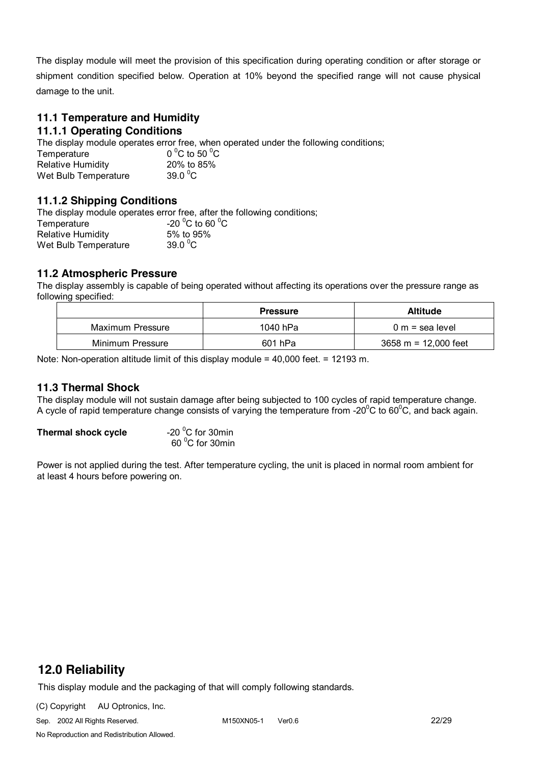The display module will meet the provision of this specification during operating condition or after storage or shipment condition specified below. Operation at 10% beyond the specified range will not cause physical damage to the unit.

### 11.1 Temperature and Humidity

#### 11.1.1 Operating Conditions

The display module operates error free, when operated under the following conditions;

| | |
|---|---|
| Temperature | $0\ ^0C$ to $50\ ^0C$ |
| Relative Humidity | 20% to 85% |
| Wet Bulb Temperature | $39.0\ ^0C$ |

#### 11.1.2 Shipping Conditions

The display module operates error free, after the following conditions;

| | |
|---|---|
| Temperature | $-20\ ^0C$ to $60\ ^0C$ |
| Relative Humidity | 5% to 95% |
| Wet Bulb Temperature | $39.0\ ^0C$ |

### 11.2 Atmospheric Pressure

The display assembly is capable of being operated without affecting its operations over the pressure range as following specified:

| | Pressure | Altitude |
|---|---|---|
| Maximum Pressure | 1040 hPa | 0 m = sea level |
| Minimum Pressure | 601 hPa | 3658 m = 12,000 feet |

Note: Non-operation altitude limit of this display module = 40,000 feet. = 12193 m.

### 11.3 Thermal Shock

The display module will not sustain damage after being subjected to 100 cycles of rapid temperature change. A cycle of rapid temperature change consists of varying the temperature from $-20^0C$ to $60^0C$, and back again.

**Thermal shock cycle** $-20\ ^0C$ for 30min
$60\ ^0C$ for 30min

Power is not applied during the test. After temperature cycling, the unit is placed in normal room ambient for at least 4 hours before powering on.

## 12.0 Reliability

This display module and the packaging of that will comply following standards.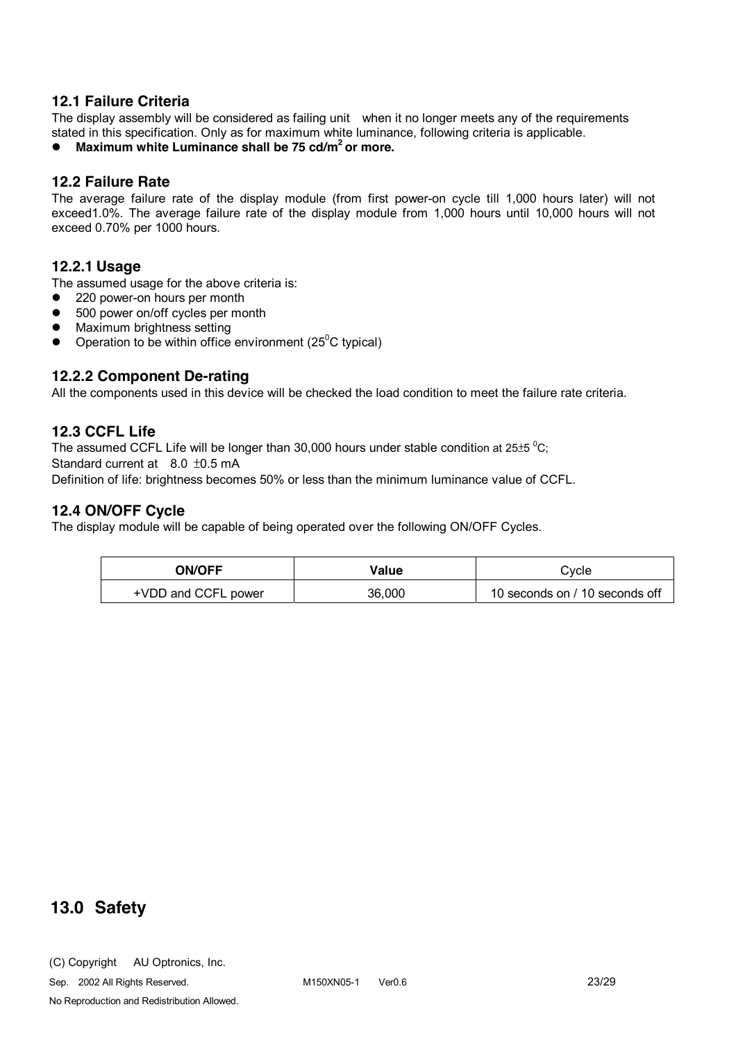## 12.1 Failure Criteria

The display assembly will be considered as failing unit when it no longer meets any of the requirements stated in this specification. Only as for maximum white luminance, following criteria is applicable.

- **Maximum white Luminance shall be 75 cd/m$^2$ or more.**

## 12.2 Failure Rate

The average failure rate of the display module (from first power-on cycle till 1,000 hours later) will not exceed1.0%. The average failure rate of the display module from 1,000 hours until 10,000 hours will not exceed 0.70% per 1000 hours.

### 12.2.1 Usage

The assumed usage for the above criteria is:

- 220 power-on hours per month
- 500 power on/off cycles per month
- Maximum brightness setting
- Operation to be within office environment (25$^0$C typical)

### 12.2.2 Component De-rating

All the components used in this device will be checked the load condition to meet the failure rate criteria.

## 12.3 CCFL Life

The assumed CCFL Life will be longer than 30,000 hours under stable condition at 25±5 $^0$C;
Standard current at 8.0 ±0.5 mA
Definition of life: brightness becomes 50% or less than the minimum luminance value of CCFL.

## 12.4 ON/OFF Cycle

The display module will be capable of being operated over the following ON/OFF Cycles.

| ON/OFF | Value | Cycle |
|---|---|---|
| +VDD and CCFL power | 36,000 | 10 seconds on / 10 seconds off |

# 13.0 Safety

(C) Copyright AU Optronics, Inc.
Sep. 2002 All Rights Reserved.
No Reproduction and Redistribution Allowed.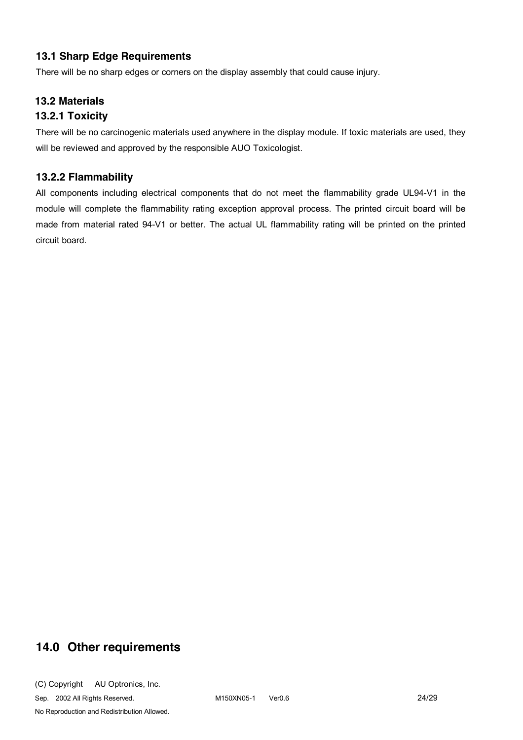### 13.1 Sharp Edge Requirements

There will be no sharp edges or corners on the display assembly that could cause injury.

### 13.2 Materials

#### 13.2.1 Toxicity

There will be no carcinogenic materials used anywhere in the display module. If toxic materials are used, they will be reviewed and approved by the responsible AUO Toxicologist.

#### 13.2.2 Flammability

All components including electrical components that do not meet the flammability grade UL94-V1 in the module will complete the flammability rating exception approval process. The printed circuit board will be made from material rated 94-V1 or better. The actual UL flammability rating will be printed on the printed circuit board.

## 14.0 Other requirements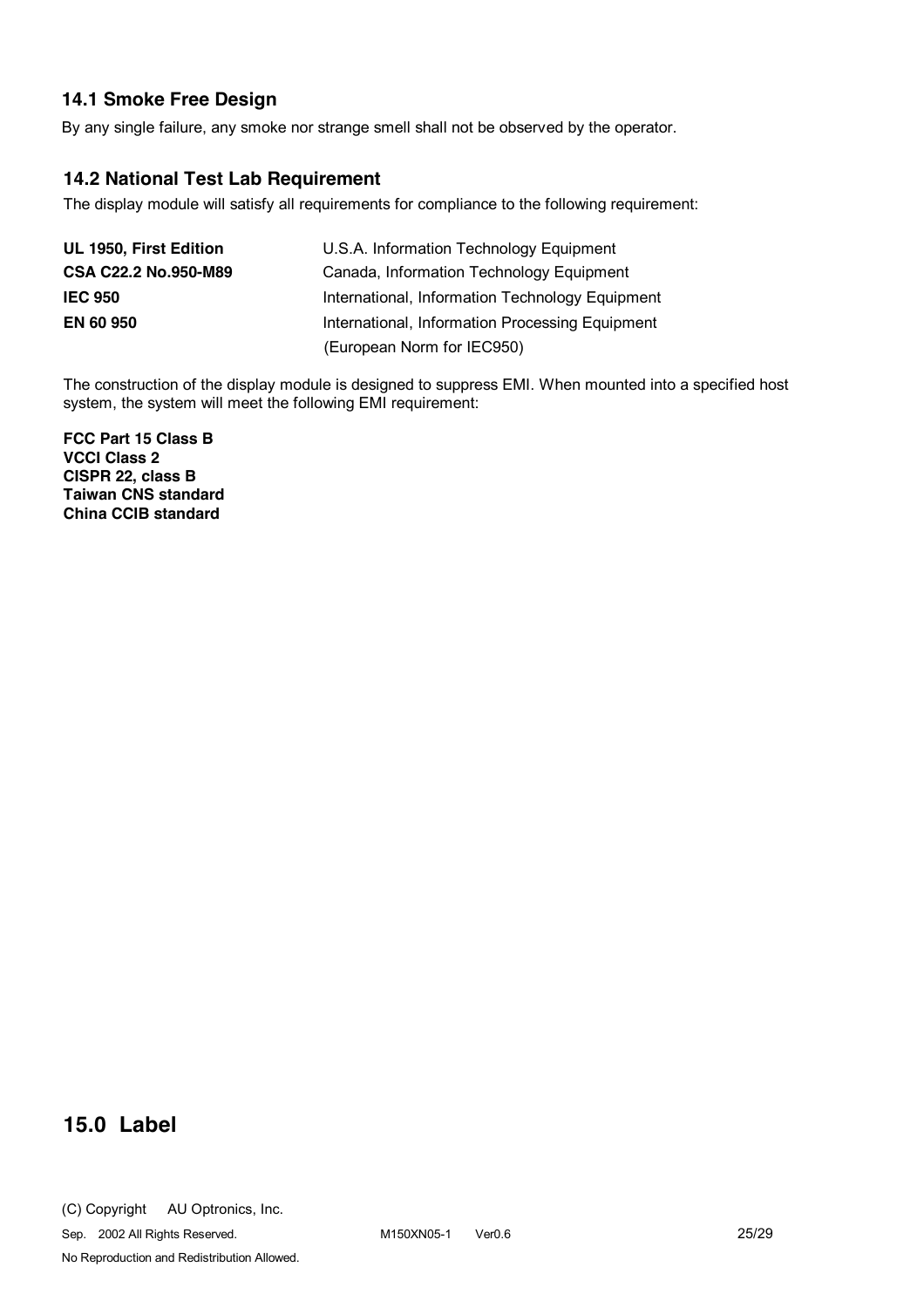### 14.1 Smoke Free Design

By any single failure, any smoke nor strange smell shall not be observed by the operator.

### 14.2 National Test Lab Requirement

The display module will satisfy all requirements for compliance to the following requirement:

| | |
|---|---|
| **UL 1950, First Edition** | U.S.A. Information Technology Equipment |
| **CSA C22.2 No.950-M89** | Canada, Information Technology Equipment |
| **IEC 950** | International, Information Technology Equipment |
| **EN 60 950** | International, Information Processing Equipment (European Norm for IEC950) |

The construction of the display module is designed to suppress EMI. When mounted into a specified host system, the system will meet the following EMI requirement:

**FCC Part 15 Class B**
**VCCI Class 2**
**CISPR 22, class B**
**Taiwan CNS standard**
**China CCIB standard**

## 15.0 Label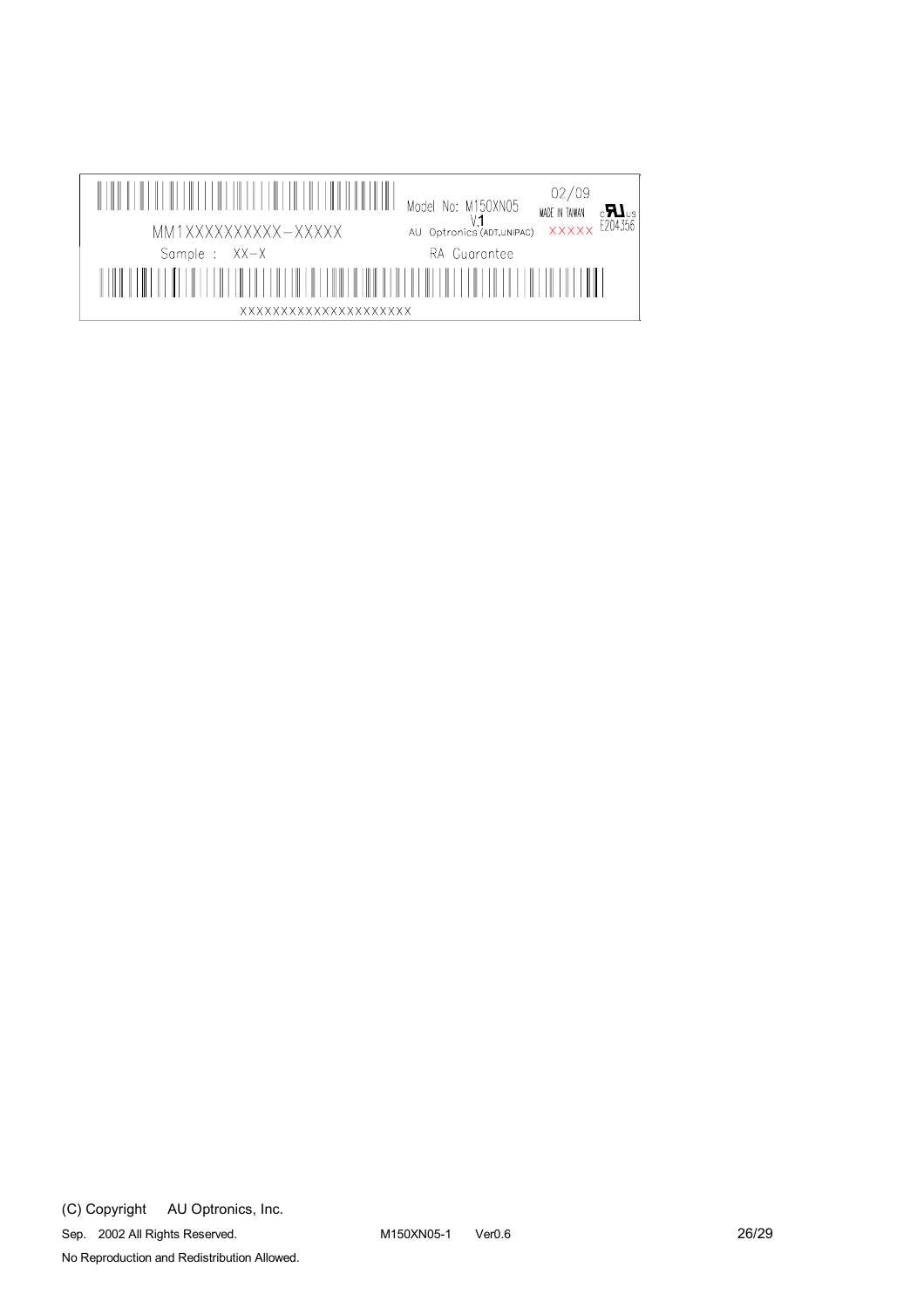MM1XXXXXXXXXX-XXXXX

Model No: M150XN05
V.1
AU Optronics (ADT,UNIPAC)

02/09
MADE IN TAIWAN
XXXXX

c RU us
E204356

Sample : XX-X

RA Guarantee

XXXXXXXXXXXXXXXXXXXX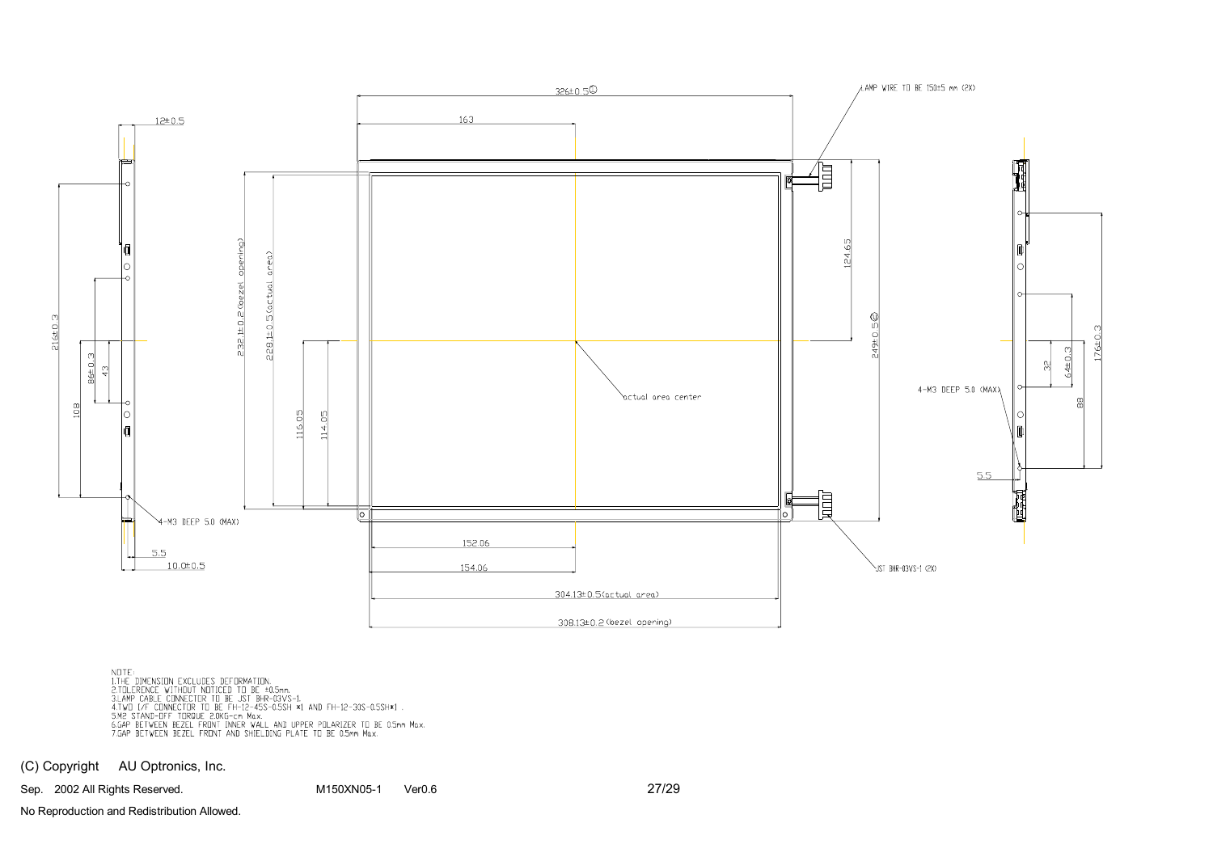NOTE:
1.THE DIMENSION EXCLUDES DEFORMATION.
2.TOLERENCE WITHOUT NOTICED TO BE ±0.5mm.
3.LAMP CABLE CONNECTOR TO BE JST BHR-03VS-1.
4.TWO I/F CONNECTOR TO BE FH-12-45S-0.5SH ✱1 AND FH-12-30S-0.5SH✱1 .
5.M2 STAND-OFF TORQUE 2.0KG-cm Max.
6.GAP BETWEEN BEZEL FRONT INNER WALL AND UPPER POLARIZER TO BE 0.5mm Max.
7.GAP BETWEEN BEZEL FRONT AND SHIELDING PLATE TO BE 0.5mm Max.

(C) Copyright AU Optronics, Inc.

Sep. 2002 All Rights Reserved. M150XN05-1 Ver0.6

No Reproduction and Redistribution Allowed.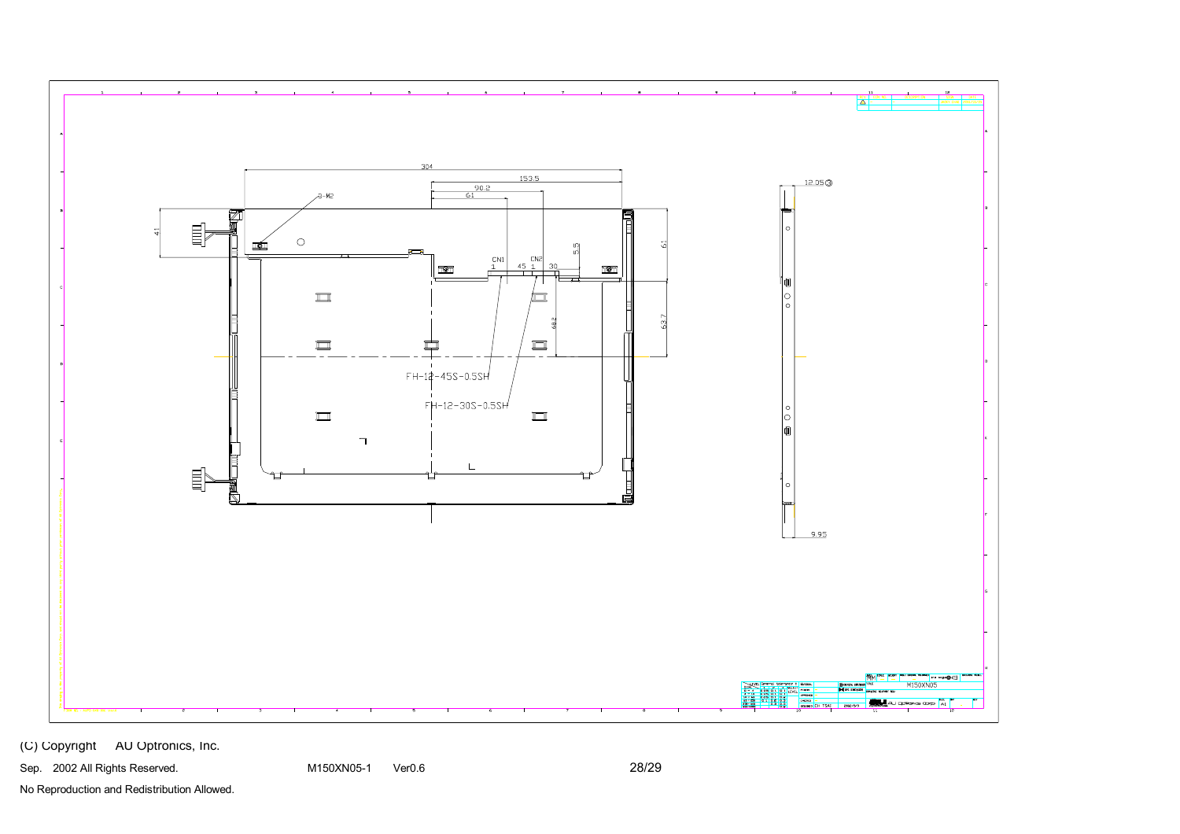304

153.5

90.2

61

8-M2

41

61

5.5

CN1

1 45

CN2

1 30

68.2

63.7

FH-12-45S-0.5SH

FH-12-30S-0.5SH

12.05

9.95

M150XN05

A1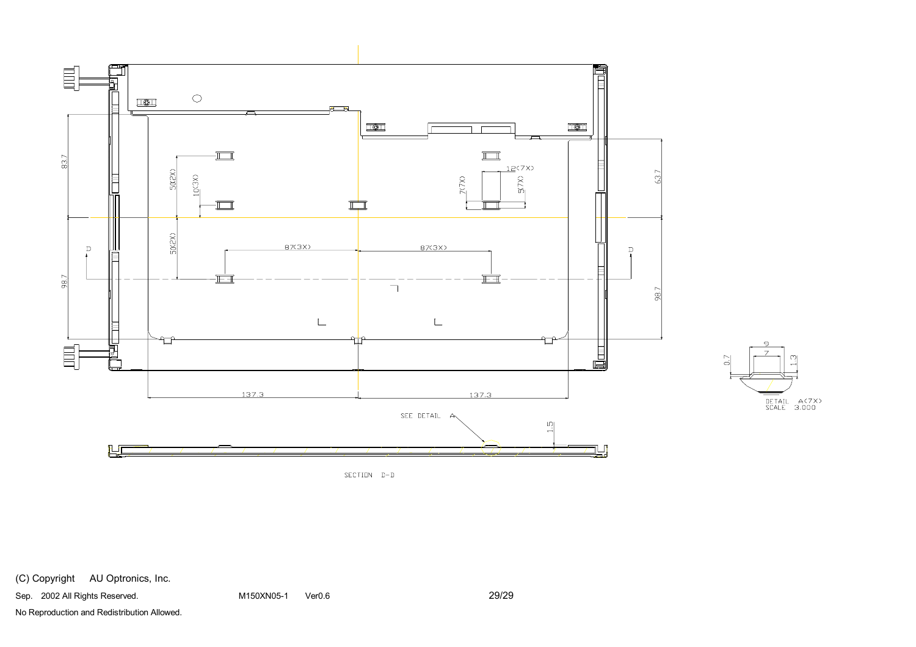83.7

50(2X)

10(3X)

12(7X)

7(7X)

5(7X)

63.7

D

50(2X)

87(3X)

87(3X)

D

98.7

98.7

137.3

137.3

9

7

0.7

1.3

DETAIL A(7X)
SCALE 3.000

SEE DETAIL A

1.5

SECTION D-D